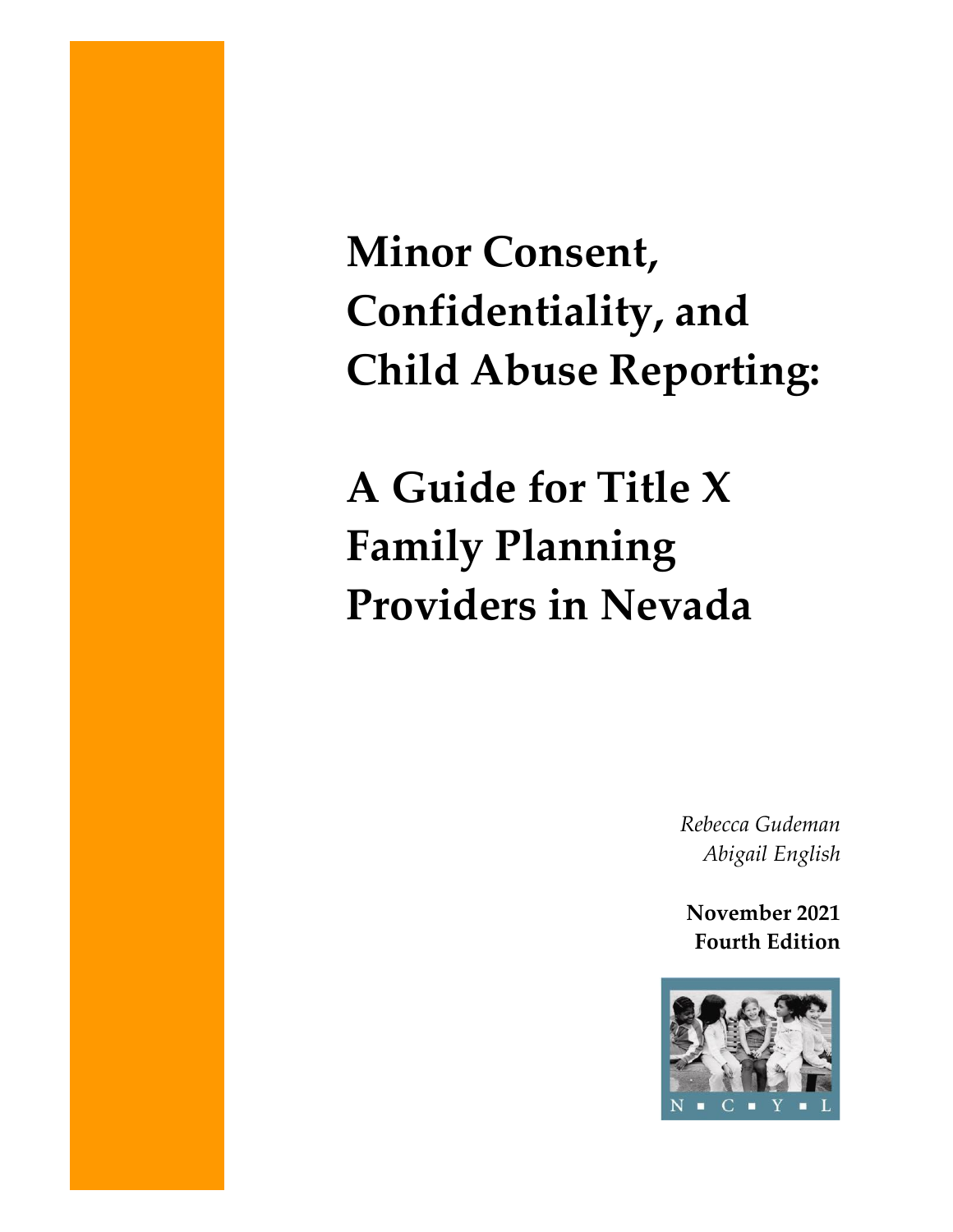# Minor Consent, Confidentiality, and Child Abuse Reporting:

# A Guide for Title X Family Planning Providers in Nevada

*Rebecca Gudeman*
*Abigail English*

**November 2021**
**Fourth Edition**

N ▪ C ▪ Y ▪ L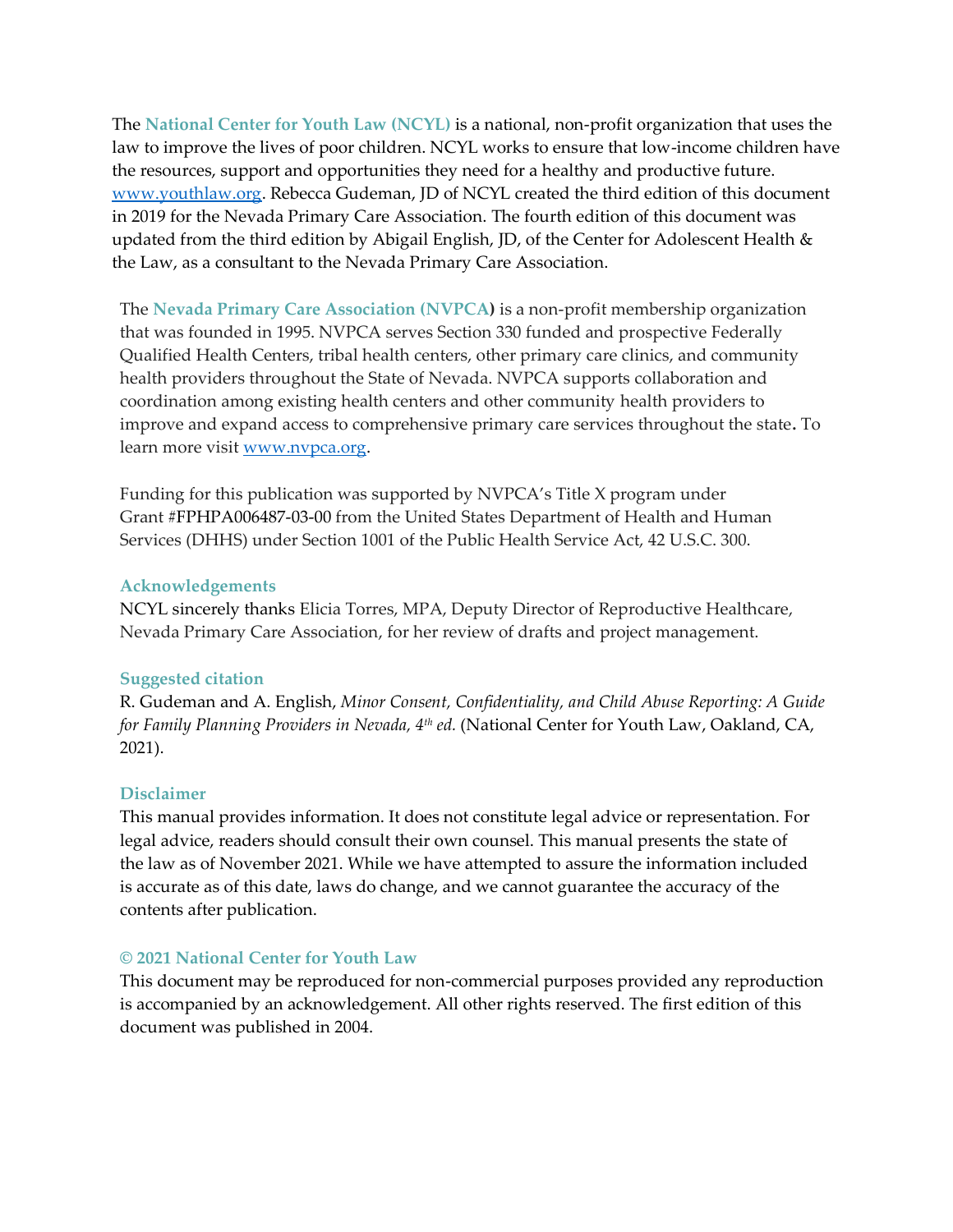The **National Center for Youth Law (NCYL)** is a national, non-profit organization that uses the law to improve the lives of poor children. NCYL works to ensure that low-income children have the resources, support and opportunities they need for a healthy and productive future. [www.youthlaw.org](http://www.youthlaw.org). Rebecca Gudeman, JD of NCYL created the third edition of this document in 2019 for the Nevada Primary Care Association. The fourth edition of this document was updated from the third edition by Abigail English, JD, of the Center for Adolescent Health & the Law, as a consultant to the Nevada Primary Care Association.

The **Nevada Primary Care Association (NVPCA)** is a non-profit membership organization that was founded in 1995. NVPCA serves Section 330 funded and prospective Federally Qualified Health Centers, tribal health centers, other primary care clinics, and community health providers throughout the State of Nevada. NVPCA supports collaboration and coordination among existing health centers and other community health providers to improve and expand access to comprehensive primary care services throughout the state**.** To learn more visit [www.nvpca.org](http://www.nvpca.org).

Funding for this publication was supported by NVPCA's Title X program under Grant #FPHPA006487-03-00 from the United States Department of Health and Human Services (DHHS) under Section 1001 of the Public Health Service Act, 42 U.S.C. 300.

### Acknowledgements

NCYL sincerely thanks Elicia Torres, MPA, Deputy Director of Reproductive Healthcare, Nevada Primary Care Association, for her review of drafts and project management.

### Suggested citation

R. Gudeman and A. English, *Minor Consent, Confidentiality, and Child Abuse Reporting: A Guide for Family Planning Providers in Nevada, 4th ed.* (National Center for Youth Law, Oakland, CA, 2021).

### Disclaimer

This manual provides information. It does not constitute legal advice or representation. For legal advice, readers should consult their own counsel. This manual presents the state of the law as of November 2021. While we have attempted to assure the information included is accurate as of this date, laws do change, and we cannot guarantee the accuracy of the contents after publication.

### © 2021 National Center for Youth Law

This document may be reproduced for non-commercial purposes provided any reproduction is accompanied by an acknowledgement. All other rights reserved. The first edition of this document was published in 2004.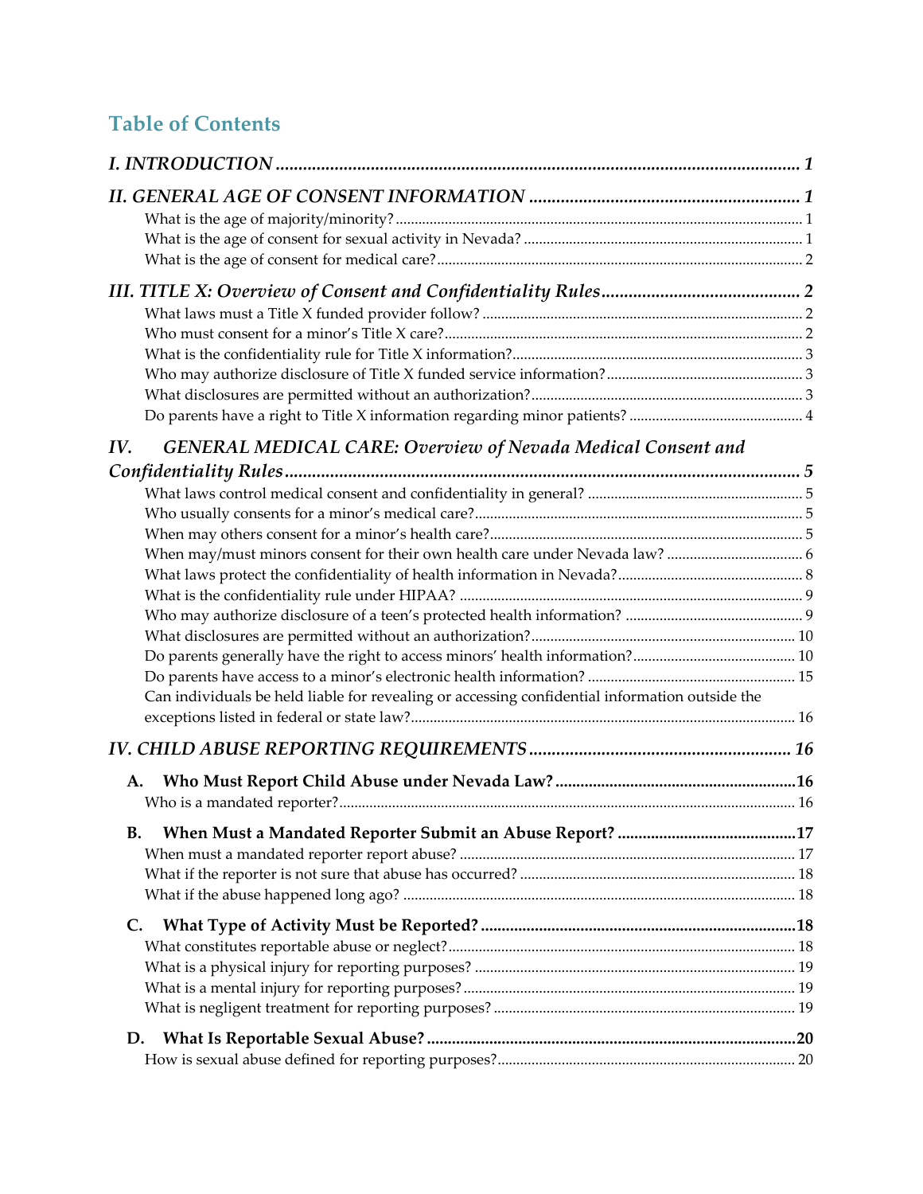## Table of Contents

***I. INTRODUCTION*** ..................................................................... **1**

***II. GENERAL AGE OF CONSENT INFORMATION*** ..................................... **1**

- What is the age of majority/minority? ..................................................... 1
- What is the age of consent for sexual activity in Nevada? ................................... 1
- What is the age of consent for medical care? ............................................... 2

***III. TITLE X: Overview of Consent and Confidentiality Rules*** ........................ **2**

- What laws must a Title X funded provider follow? ............................................ 2
- Who must consent for a minor's Title X care? ................................................ 2
- What is the confidentiality rule for Title X information? .................................. 3
- Who may authorize disclosure of Title X funded service information? ......................... 3
- What disclosures are permitted without an authorization? .................................... 3
- Do parents have a right to Title X information regarding minor patients? .................... 4

***IV. GENERAL MEDICAL CARE: Overview of Nevada Medical Consent and Confidentiality Rules*** .................................................................. **5**

- What laws control medical consent and confidentiality in general? .......................... 5
- Who usually consents for a minor's medical care? ............................................ 5
- When may others consent for a minor's health care? .......................................... 5
- When may/must minors consent for their own health care under Nevada law? .................... 6
- What laws protect the confidentiality of health information in Nevada? ...................... 8
- What is the confidentiality rule under HIPAA? ............................................... 9
- Who may authorize disclosure of a teen's protected health information? ..................... 9
- What disclosures are permitted without an authorization? ................................... 10
- Do parents generally have the right to access minors' health information? .................. 10
- Do parents have access to a minor's electronic health information? ......................... 15
- Can individuals be held liable for revealing or accessing confidential information outside the exceptions listed in federal or state law? ........................................... 16

***IV. CHILD ABUSE REPORTING REQUIREMENTS*** ..................................... **16**

**A. Who Must Report Child Abuse under Nevada Law?** ........................................ **16**

- Who is a mandated reporter? ................................................................ 16

**B. When Must a Mandated Reporter Submit an Abuse Report?** ................................ **17**

- When must a mandated reporter report abuse? ................................................ 17
- What if the reporter is not sure that abuse has occurred? .................................. 18
- What if the abuse happened long ago? ....................................................... 18

**C. What Type of Activity Must be Reported?** .............................................. **18**

- What constitutes reportable abuse or neglect? .............................................. 18
- What is a physical injury for reporting purposes? .......................................... 19
- What is a mental injury for reporting purposes? ............................................ 19
- What is negligent treatment for reporting purposes? ........................................ 19

**D. What Is Reportable Sexual Abuse?** ..................................................... **20**

- How is sexual abuse defined for reporting purposes? ........................................ 20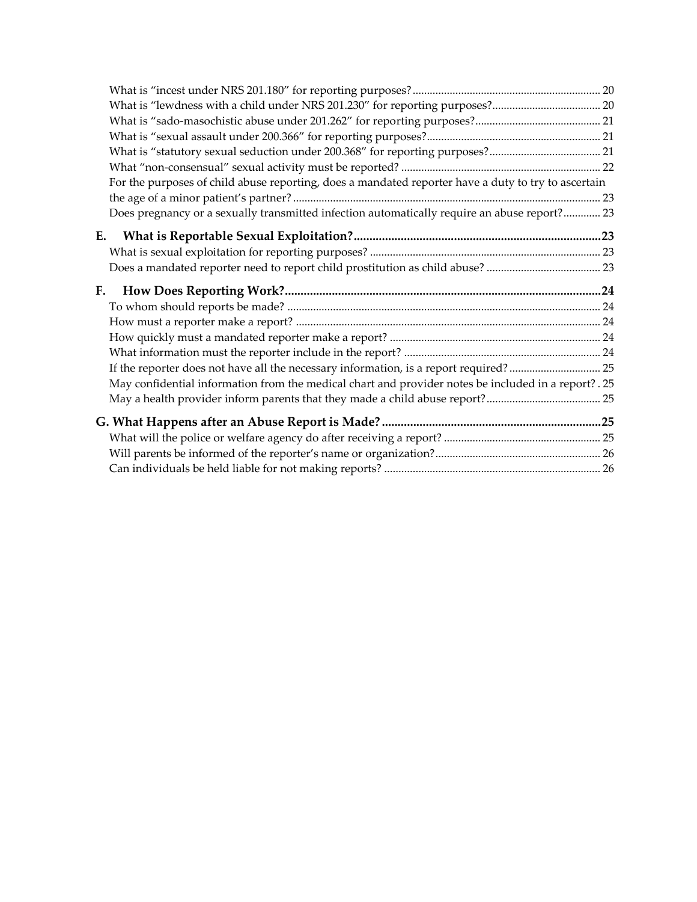What is "incest under NRS 201.180" for reporting purposes? ..... 20
What is "lewdness with a child under NRS 201.230" for reporting purposes? ..... 20
What is "sado-masochistic abuse under 201.262" for reporting purposes? ..... 21
What is "sexual assault under 200.366" for reporting purposes? ..... 21
What is "statutory sexual seduction under 200.368" for reporting purposes? ..... 21
What "non-consensual" sexual activity must be reported? ..... 22
For the purposes of child abuse reporting, does a mandated reporter have a duty to try to ascertain the age of a minor patient's partner? ..... 23
Does pregnancy or a sexually transmitted infection automatically require an abuse report? ..... 23

**E. What is Reportable Sexual Exploitation? ..... 23**

What is sexual exploitation for reporting purposes? ..... 23
Does a mandated reporter need to report child prostitution as child abuse? ..... 23

**F. How Does Reporting Work? ..... 24**

To whom should reports be made? ..... 24
How must a reporter make a report? ..... 24
How quickly must a mandated reporter make a report? ..... 24
What information must the reporter include in the report? ..... 24
If the reporter does not have all the necessary information, is a report required? ..... 25
May confidential information from the medical chart and provider notes be included in a report? . 25
May a health provider inform parents that they made a child abuse report? ..... 25

**G. What Happens after an Abuse Report is Made? ..... 25**

What will the police or welfare agency do after receiving a report? ..... 25
Will parents be informed of the reporter's name or organization? ..... 26
Can individuals be held liable for not making reports? ..... 26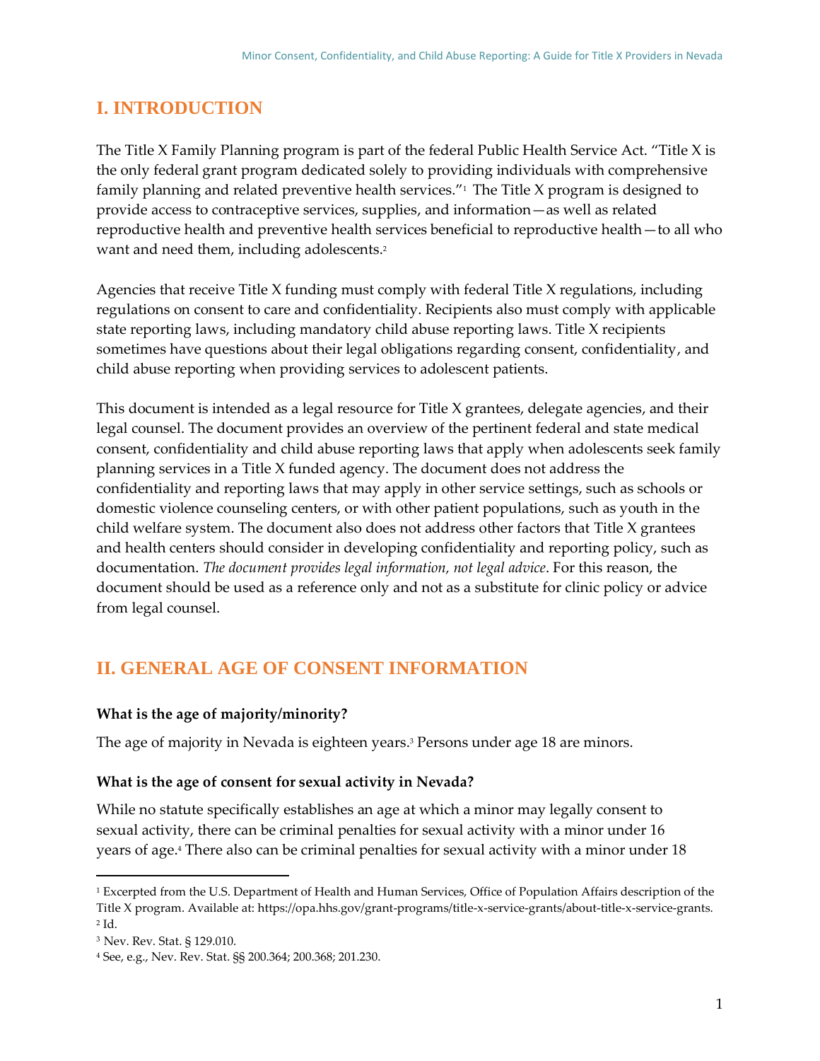# I. INTRODUCTION

The Title X Family Planning program is part of the federal Public Health Service Act. "Title X is the only federal grant program dedicated solely to providing individuals with comprehensive family planning and related preventive health services."[1] The Title X program is designed to provide access to contraceptive services, supplies, and information—as well as related reproductive health and preventive health services beneficial to reproductive health—to all who want and need them, including adolescents.[2]

Agencies that receive Title X funding must comply with federal Title X regulations, including regulations on consent to care and confidentiality. Recipients also must comply with applicable state reporting laws, including mandatory child abuse reporting laws. Title X recipients sometimes have questions about their legal obligations regarding consent, confidentiality, and child abuse reporting when providing services to adolescent patients.

This document is intended as a legal resource for Title X grantees, delegate agencies, and their legal counsel. The document provides an overview of the pertinent federal and state medical consent, confidentiality and child abuse reporting laws that apply when adolescents seek family planning services in a Title X funded agency. The document does not address the confidentiality and reporting laws that may apply in other service settings, such as schools or domestic violence counseling centers, or with other patient populations, such as youth in the child welfare system. The document also does not address other factors that Title X grantees and health centers should consider in developing confidentiality and reporting policy, such as documentation. *The document provides legal information, not legal advice*. For this reason, the document should be used as a reference only and not as a substitute for clinic policy or advice from legal counsel.

# II. GENERAL AGE OF CONSENT INFORMATION

**What is the age of majority/minority?**

The age of majority in Nevada is eighteen years.[3] Persons under age 18 are minors.

**What is the age of consent for sexual activity in Nevada?**

While no statute specifically establishes an age at which a minor may legally consent to sexual activity, there can be criminal penalties for sexual activity with a minor under 16 years of age.[4] There also can be criminal penalties for sexual activity with a minor under 18

---

[1] Excerpted from the U.S. Department of Health and Human Services, Office of Population Affairs description of the Title X program. Available at: https://opa.hhs.gov/grant-programs/title-x-service-grants/about-title-x-service-grants.

[2] Id.

[3] Nev. Rev. Stat. § 129.010.

[4] See, e.g., Nev. Rev. Stat. §§ 200.364; 200.368; 201.230.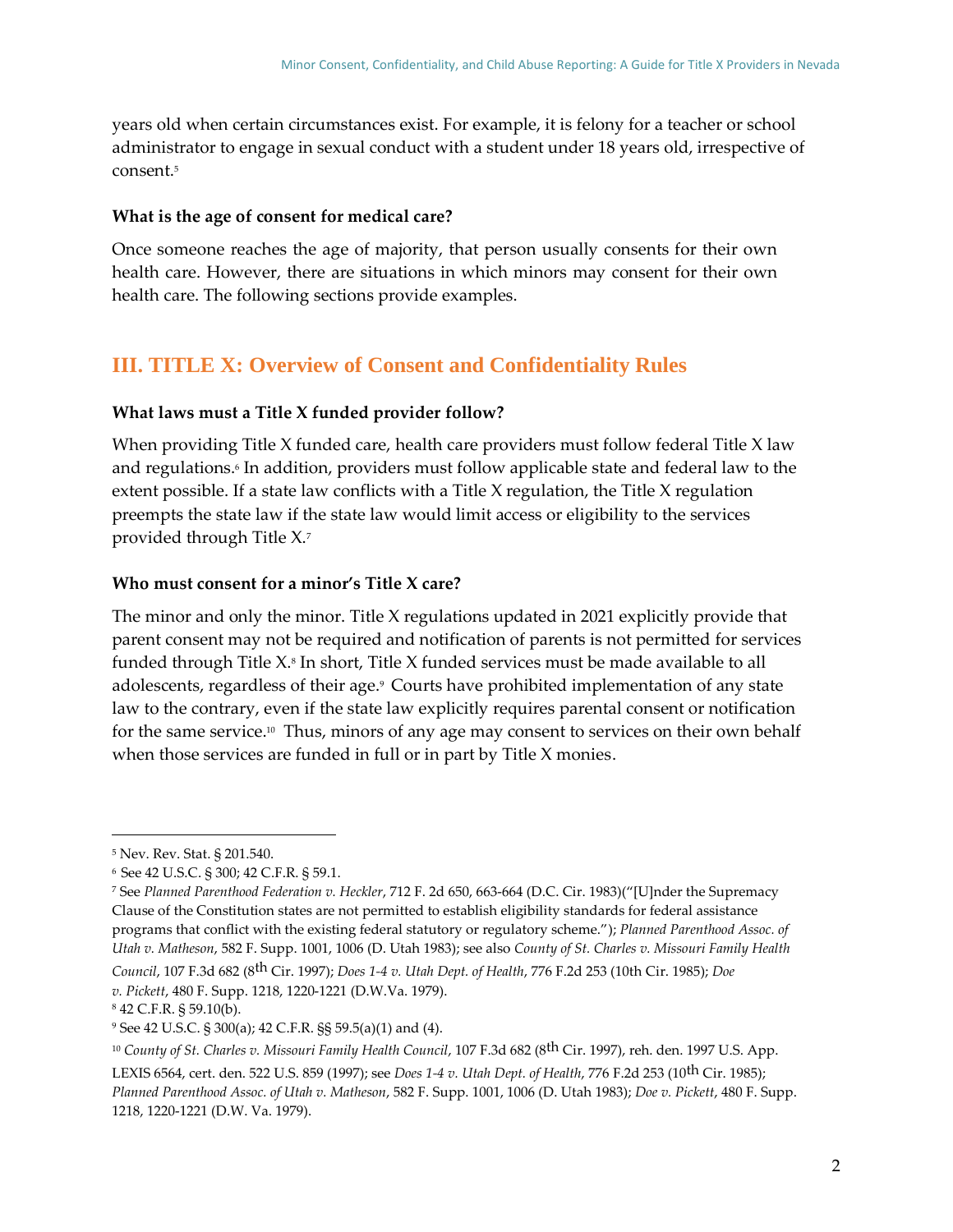years old when certain circumstances exist. For example, it is felony for a teacher or school administrator to engage in sexual conduct with a student under 18 years old, irrespective of consent.[5]

**What is the age of consent for medical care?**

Once someone reaches the age of majority, that person usually consents for their own health care. However, there are situations in which minors may consent for their own health care. The following sections provide examples.

## III. TITLE X: Overview of Consent and Confidentiality Rules

**What laws must a Title X funded provider follow?**

When providing Title X funded care, health care providers must follow federal Title X law and regulations.[6] In addition, providers must follow applicable state and federal law to the extent possible. If a state law conflicts with a Title X regulation, the Title X regulation preempts the state law if the state law would limit access or eligibility to the services provided through Title X.[7]

**Who must consent for a minor's Title X care?**

The minor and only the minor. Title X regulations updated in 2021 explicitly provide that parent consent may not be required and notification of parents is not permitted for services funded through Title X.[8] In short, Title X funded services must be made available to all adolescents, regardless of their age.[9] Courts have prohibited implementation of any state law to the contrary, even if the state law explicitly requires parental consent or notification for the same service.[10] Thus, minors of any age may consent to services on their own behalf when those services are funded in full or in part by Title X monies.

---

[5] Nev. Rev. Stat. § 201.540.

[6] See 42 U.S.C. § 300; 42 C.F.R. § 59.1.

[7] See *Planned Parenthood Federation v. Heckler*, 712 F. 2d 650, 663-664 (D.C. Cir. 1983)("[U]nder the Supremacy Clause of the Constitution states are not permitted to establish eligibility standards for federal assistance programs that conflict with the existing federal statutory or regulatory scheme."); *Planned Parenthood Assoc. of Utah v. Matheson*, 582 F. Supp. 1001, 1006 (D. Utah 1983); see also *County of St. Charles v. Missouri Family Health Council*, 107 F.3d 682 (8th Cir. 1997); *Does 1-4 v. Utah Dept. of Health*, 776 F.2d 253 (10th Cir. 1985); *Doe v. Pickett*, 480 F. Supp. 1218, 1220-1221 (D.W.Va. 1979).

[8] 42 C.F.R. § 59.10(b).

[9] See 42 U.S.C. § 300(a); 42 C.F.R. §§ 59.5(a)(1) and (4).

[10] *County of St. Charles v. Missouri Family Health Council*, 107 F.3d 682 (8th Cir. 1997), reh. den. 1997 U.S. App. LEXIS 6564, cert. den. 522 U.S. 859 (1997); see *Does 1-4 v. Utah Dept. of Health*, 776 F.2d 253 (10th Cir. 1985); *Planned Parenthood Assoc. of Utah v. Matheson*, 582 F. Supp. 1001, 1006 (D. Utah 1983); *Doe v. Pickett*, 480 F. Supp. 1218, 1220-1221 (D.W. Va. 1979).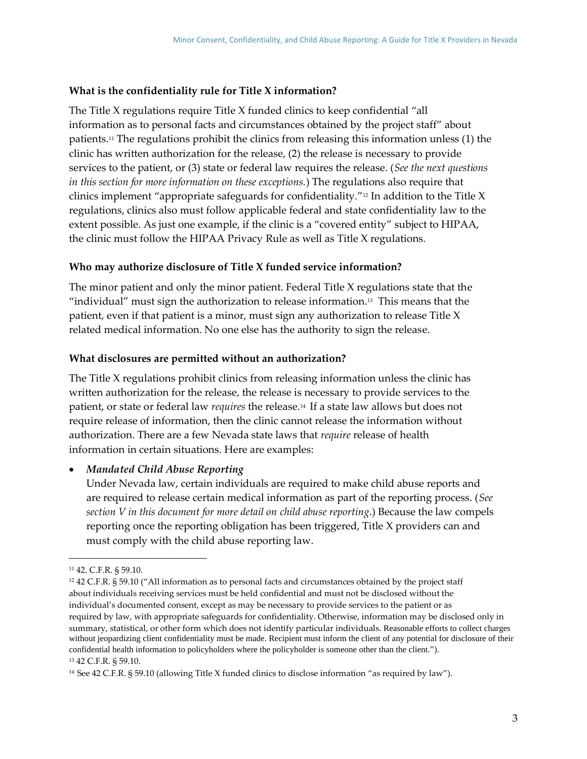### What is the confidentiality rule for Title X information?

The Title X regulations require Title X funded clinics to keep confidential "all information as to personal facts and circumstances obtained by the project staff" about patients.[11] The regulations prohibit the clinics from releasing this information unless (1) the clinic has written authorization for the release, (2) the release is necessary to provide services to the patient, or (3) state or federal law requires the release. (*See the next questions in this section for more information on these exceptions.*) The regulations also require that clinics implement "appropriate safeguards for confidentiality."[12] In addition to the Title X regulations, clinics also must follow applicable federal and state confidentiality law to the extent possible. As just one example, if the clinic is a "covered entity" subject to HIPAA, the clinic must follow the HIPAA Privacy Rule as well as Title X regulations.

### Who may authorize disclosure of Title X funded service information?

The minor patient and only the minor patient. Federal Title X regulations state that the "individual" must sign the authorization to release information.[13] This means that the patient, even if that patient is a minor, must sign any authorization to release Title X related medical information. No one else has the authority to sign the release.

### What disclosures are permitted without an authorization?

The Title X regulations prohibit clinics from releasing information unless the clinic has written authorization for the release, the release is necessary to provide services to the patient, or state or federal law *requires* the release.[14] If a state law allows but does not require release of information, then the clinic cannot release the information without authorization. There are a few Nevada state laws that *require* release of health information in certain situations. Here are examples:

- ***Mandated Child Abuse Reporting***
  Under Nevada law, certain individuals are required to make child abuse reports and are required to release certain medical information as part of the reporting process. (*See section V in this document for more detail on child abuse reporting*.) Because the law compels reporting once the reporting obligation has been triggered, Title X providers can and must comply with the child abuse reporting law.

---

[11] 42. C.F.R. § 59.10.

[12] 42 C.F.R. § 59.10 ("All information as to personal facts and circumstances obtained by the project staff about individuals receiving services must be held confidential and must not be disclosed without the individual's documented consent, except as may be necessary to provide services to the patient or as required by law, with appropriate safeguards for confidentiality. Otherwise, information may be disclosed only in summary, statistical, or other form which does not identify particular individuals. Reasonable efforts to collect charges without jeopardizing client confidentiality must be made. Recipient must inform the client of any potential for disclosure of their confidential health information to policyholders where the policyholder is someone other than the client.").

[13] 42 C.F.R. § 59.10.

[14] See 42 C.F.R. § 59.10 (allowing Title X funded clinics to disclose information "as required by law").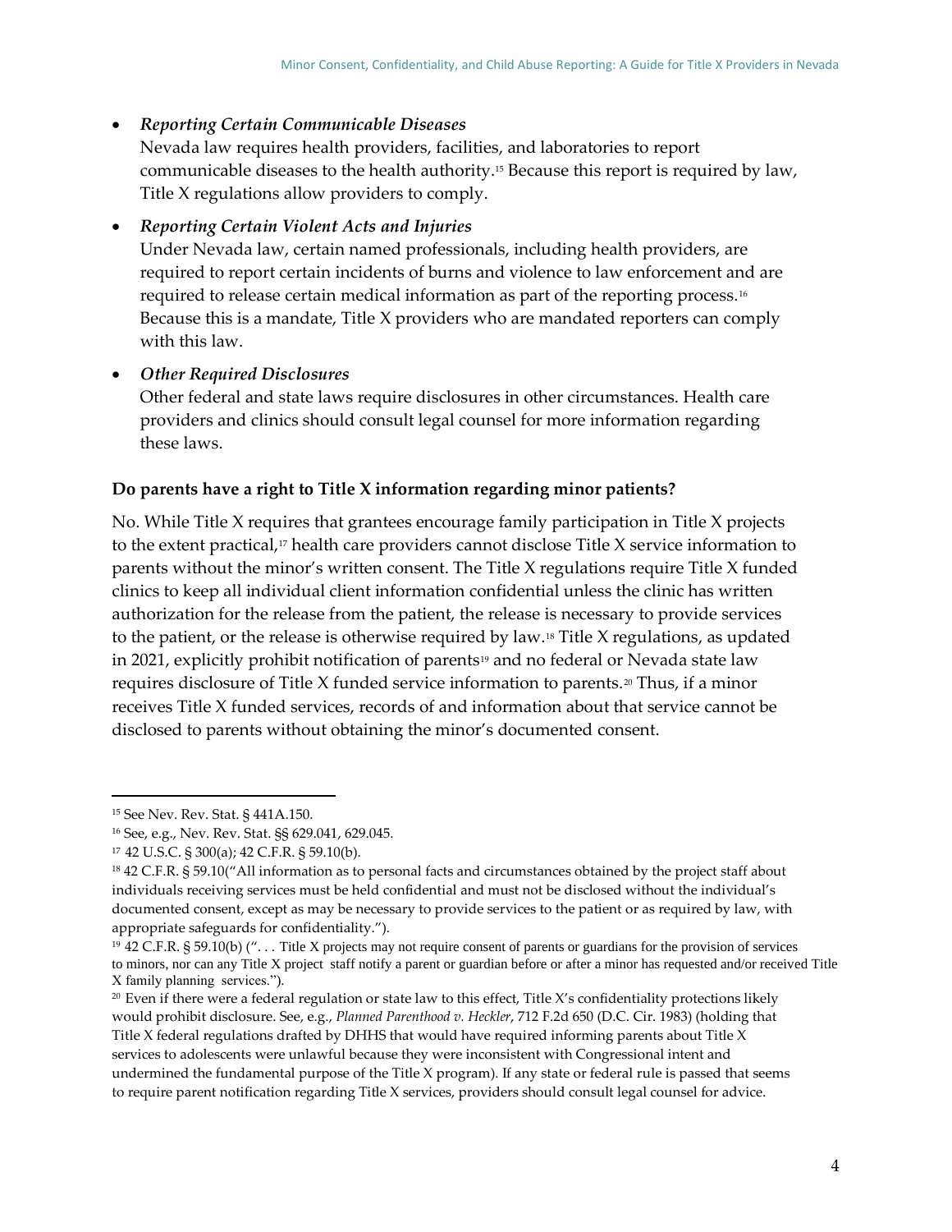- ***Reporting Certain Communicable Diseases***
  Nevada law requires health providers, facilities, and laboratories to report communicable diseases to the health authority.[15] Because this report is required by law, Title X regulations allow providers to comply.

- ***Reporting Certain Violent Acts and Injuries***
  Under Nevada law, certain named professionals, including health providers, are required to report certain incidents of burns and violence to law enforcement and are required to release certain medical information as part of the reporting process.[16] Because this is a mandate, Title X providers who are mandated reporters can comply with this law.

- ***Other Required Disclosures***
  Other federal and state laws require disclosures in other circumstances. Health care providers and clinics should consult legal counsel for more information regarding these laws.

**Do parents have a right to Title X information regarding minor patients?**

No. While Title X requires that grantees encourage family participation in Title X projects to the extent practical,[17] health care providers cannot disclose Title X service information to parents without the minor's written consent. The Title X regulations require Title X funded clinics to keep all individual client information confidential unless the clinic has written authorization for the release from the patient, the release is necessary to provide services to the patient, or the release is otherwise required by law.[18] Title X regulations, as updated in 2021, explicitly prohibit notification of parents[19] and no federal or Nevada state law requires disclosure of Title X funded service information to parents.[20] Thus, if a minor receives Title X funded services, records of and information about that service cannot be disclosed to parents without obtaining the minor's documented consent.

---

[15] See Nev. Rev. Stat. § 441A.150.

[16] See, e.g., Nev. Rev. Stat. §§ 629.041, 629.045.

[17] 42 U.S.C. § 300(a); 42 C.F.R. § 59.10(b).

[18] 42 C.F.R. § 59.10("All information as to personal facts and circumstances obtained by the project staff about individuals receiving services must be held confidential and must not be disclosed without the individual's documented consent, except as may be necessary to provide services to the patient or as required by law, with appropriate safeguards for confidentiality.").

[19] 42 C.F.R. § 59.10(b) (". . . Title X projects may not require consent of parents or guardians for the provision of services to minors, nor can any Title X project staff notify a parent or guardian before or after a minor has requested and/or received Title X family planning services.").

[20] Even if there were a federal regulation or state law to this effect, Title X's confidentiality protections likely would prohibit disclosure. See, e.g., *Planned Parenthood v. Heckler*, 712 F.2d 650 (D.C. Cir. 1983) (holding that Title X federal regulations drafted by DHHS that would have required informing parents about Title X services to adolescents were unlawful because they were inconsistent with Congressional intent and undermined the fundamental purpose of the Title X program). If any state or federal rule is passed that seems to require parent notification regarding Title X services, providers should consult legal counsel for advice.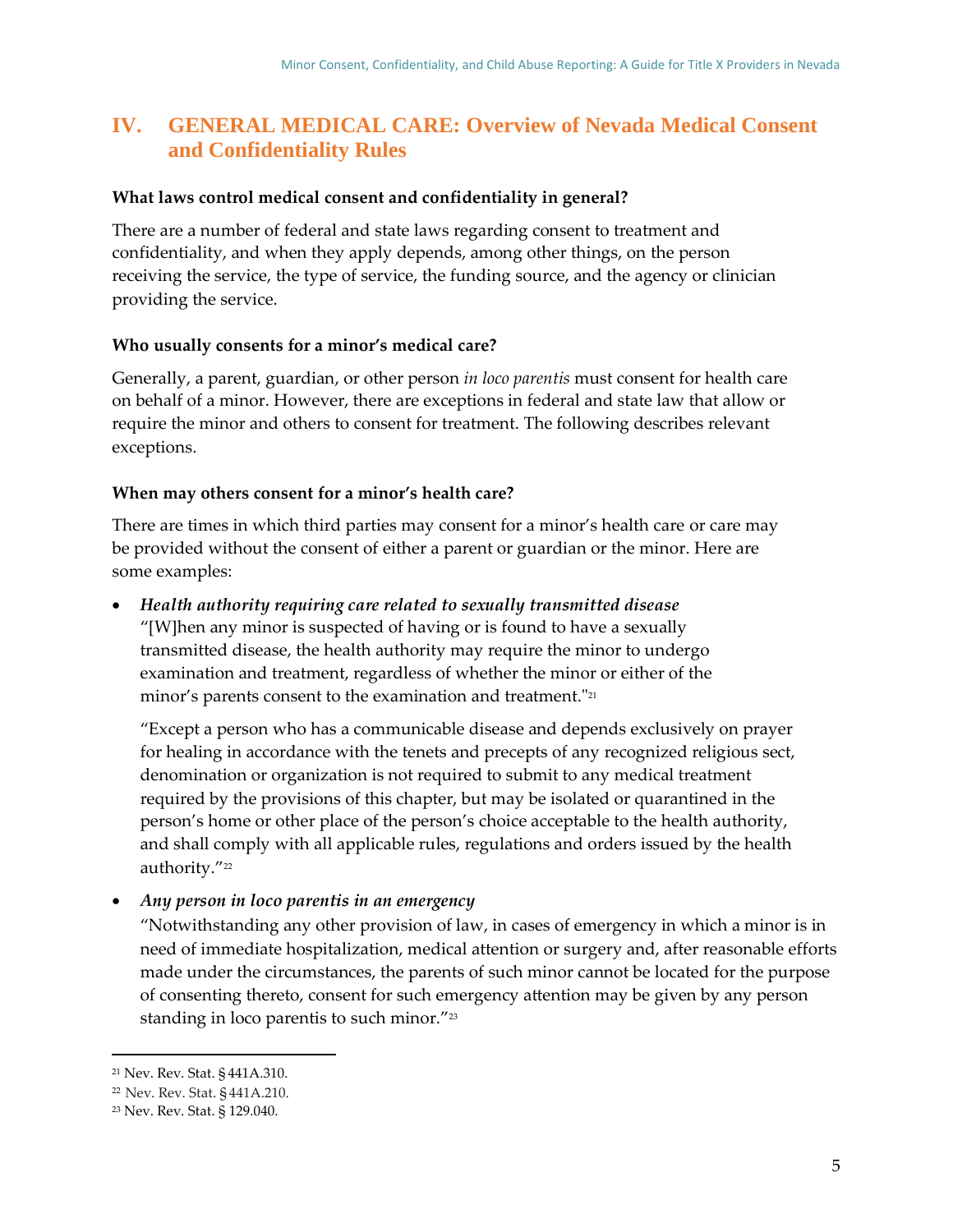## IV. GENERAL MEDICAL CARE: Overview of Nevada Medical Consent and Confidentiality Rules

**What laws control medical consent and confidentiality in general?**

There are a number of federal and state laws regarding consent to treatment and confidentiality, and when they apply depends, among other things, on the person receiving the service, the type of service, the funding source, and the agency or clinician providing the service.

**Who usually consents for a minor's medical care?**

Generally, a parent, guardian, or other person *in loco parentis* must consent for health care on behalf of a minor. However, there are exceptions in federal and state law that allow or require the minor and others to consent for treatment. The following describes relevant exceptions.

**When may others consent for a minor's health care?**

There are times in which third parties may consent for a minor's health care or care may be provided without the consent of either a parent or guardian or the minor. Here are some examples:

- ***Health authority requiring care related to sexually transmitted disease***
  "[W]hen any minor is suspected of having or is found to have a sexually transmitted disease, the health authority may require the minor to undergo examination and treatment, regardless of whether the minor or either of the minor's parents consent to the examination and treatment."[21]

  "Except a person who has a communicable disease and depends exclusively on prayer for healing in accordance with the tenets and precepts of any recognized religious sect, denomination or organization is not required to submit to any medical treatment required by the provisions of this chapter, but may be isolated or quarantined in the person's home or other place of the person's choice acceptable to the health authority, and shall comply with all applicable rules, regulations and orders issued by the health authority."[22]

- ***Any person in loco parentis in an emergency***
  "Notwithstanding any other provision of law, in cases of emergency in which a minor is in need of immediate hospitalization, medical attention or surgery and, after reasonable efforts made under the circumstances, the parents of such minor cannot be located for the purpose of consenting thereto, consent for such emergency attention may be given by any person standing in loco parentis to such minor."[23]

---

[21] Nev. Rev. Stat. § 441A.310.

[22] Nev. Rev. Stat. § 441A.210.

[23] Nev. Rev. Stat. § 129.040.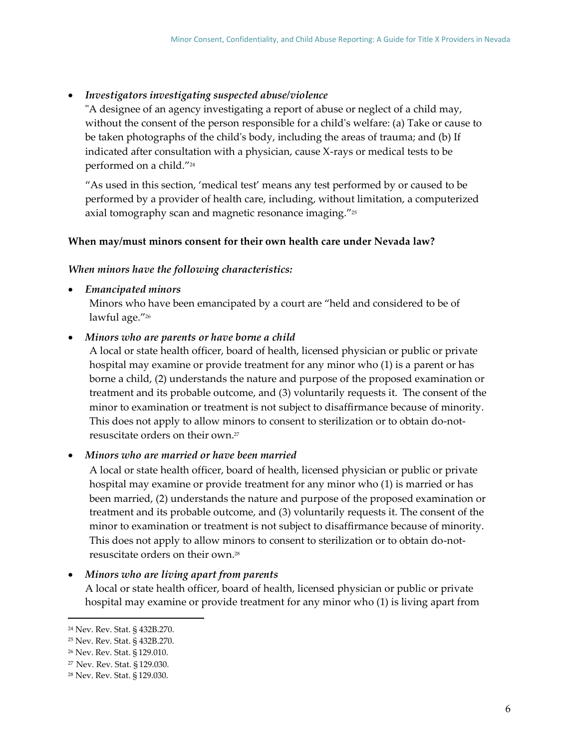- ***Investigators investigating suspected abuse/violence***
  "A designee of an agency investigating a report of abuse or neglect of a child may, without the consent of the person responsible for a child's welfare: (a) Take or cause to be taken photographs of the child's body, including the areas of trauma; and (b) If indicated after consultation with a physician, cause X-rays or medical tests to be performed on a child."[24]

  "As used in this section, 'medical test' means any test performed by or caused to be performed by a provider of health care, including, without limitation, a computerized axial tomography scan and magnetic resonance imaging."[25]

**When may/must minors consent for their own health care under Nevada law?**

***When minors have the following characteristics:***

- ***Emancipated minors***
  Minors who have been emancipated by a court are "held and considered to be of lawful age."[26]

- ***Minors who are parents or have borne a child***
  A local or state health officer, board of health, licensed physician or public or private hospital may examine or provide treatment for any minor who (1) is a parent or has borne a child, (2) understands the nature and purpose of the proposed examination or treatment and its probable outcome, and (3) voluntarily requests it. The consent of the minor to examination or treatment is not subject to disaffirmance because of minority. This does not apply to allow minors to consent to sterilization or to obtain do-not-resuscitate orders on their own.[27]

- ***Minors who are married or have been married***
  A local or state health officer, board of health, licensed physician or public or private hospital may examine or provide treatment for any minor who (1) is married or has been married, (2) understands the nature and purpose of the proposed examination or treatment and its probable outcome, and (3) voluntarily requests it. The consent of the minor to examination or treatment is not subject to disaffirmance because of minority. This does not apply to allow minors to consent to sterilization or to obtain do-not-resuscitate orders on their own.[28]

- ***Minors who are living apart from parents***
  A local or state health officer, board of health, licensed physician or public or private hospital may examine or provide treatment for any minor who (1) is living apart from

---

[24] Nev. Rev. Stat. § 432B.270.

[25] Nev. Rev. Stat. § 432B.270.

[26] Nev. Rev. Stat. § 129.010.

[27] Nev. Rev. Stat. § 129.030.

[28] Nev. Rev. Stat. § 129.030.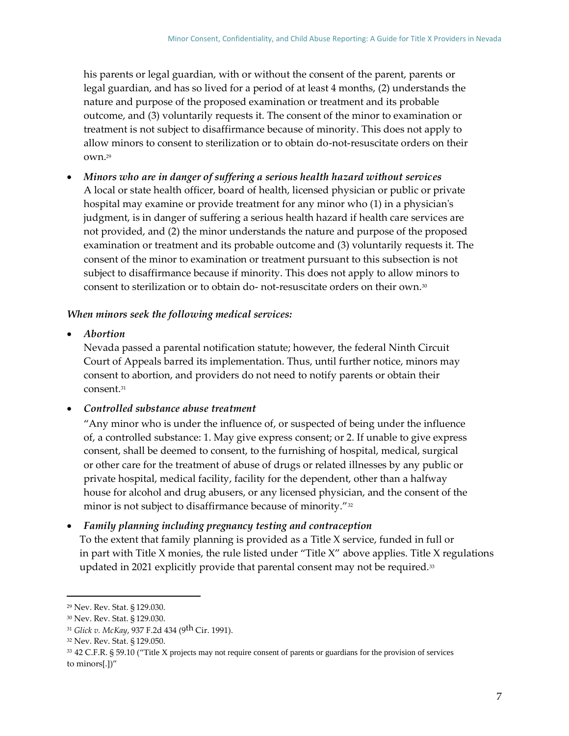his parents or legal guardian, with or without the consent of the parent, parents or legal guardian, and has so lived for a period of at least 4 months, (2) understands the nature and purpose of the proposed examination or treatment and its probable outcome, and (3) voluntarily requests it. The consent of the minor to examination or treatment is not subject to disaffirmance because of minority. This does not apply to allow minors to consent to sterilization or to obtain do-not-resuscitate orders on their own.[29]

- ***Minors who are in danger of suffering a serious health hazard without services***
  A local or state health officer, board of health, licensed physician or public or private hospital may examine or provide treatment for any minor who (1) in a physician's judgment, is in danger of suffering a serious health hazard if health care services are not provided, and (2) the minor understands the nature and purpose of the proposed examination or treatment and its probable outcome and (3) voluntarily requests it. The consent of the minor to examination or treatment pursuant to this subsection is not subject to disaffirmance because if minority. This does not apply to allow minors to consent to sterilization or to obtain do- not-resuscitate orders on their own.[30]

***When minors seek the following medical services:***

- ***Abortion***
  Nevada passed a parental notification statute; however, the federal Ninth Circuit Court of Appeals barred its implementation. Thus, until further notice, minors may consent to abortion, and providers do not need to notify parents or obtain their consent.[31]

- ***Controlled substance abuse treatment***
  "Any minor who is under the influence of, or suspected of being under the influence of, a controlled substance: 1. May give express consent; or 2. If unable to give express consent, shall be deemed to consent, to the furnishing of hospital, medical, surgical or other care for the treatment of abuse of drugs or related illnesses by any public or private hospital, medical facility, facility for the dependent, other than a halfway house for alcohol and drug abusers, or any licensed physician, and the consent of the minor is not subject to disaffirmance because of minority."[32]

- ***Family planning including pregnancy testing and contraception***
  To the extent that family planning is provided as a Title X service, funded in full or in part with Title X monies, the rule listed under "Title X" above applies. Title X regulations updated in 2021 explicitly provide that parental consent may not be required.[33]

---

[29] Nev. Rev. Stat. § 129.030.

[30] Nev. Rev. Stat. § 129.030.

[31] *Glick v. McKay*, 937 F.2d 434 (9th Cir. 1991).

[32] Nev. Rev. Stat. § 129.050.

[33] 42 C.F.R. § 59.10 ("Title X projects may not require consent of parents or guardians for the provision of services to minors[.])"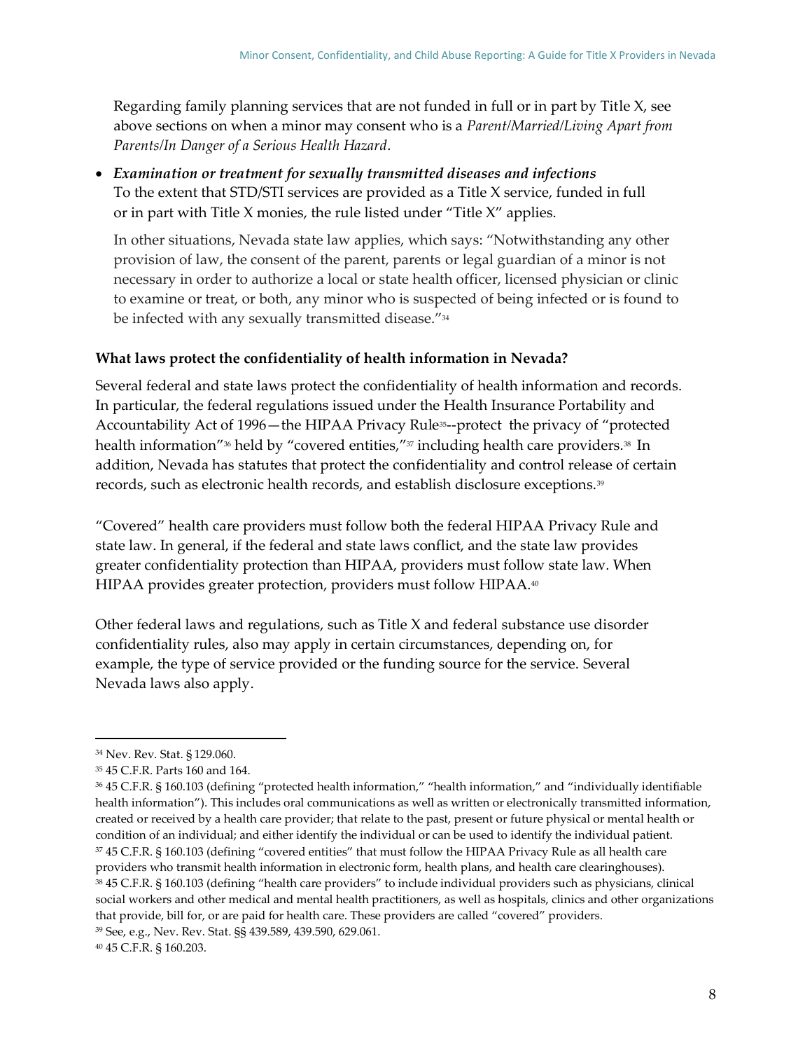Regarding family planning services that are not funded in full or in part by Title X, see above sections on when a minor may consent who is a *Parent/Married/Living Apart from Parents/In Danger of a Serious Health Hazard*.

- ***Examination or treatment for sexually transmitted diseases and infections***
  To the extent that STD/STI services are provided as a Title X service, funded in full or in part with Title X monies, the rule listed under "Title X" applies.

  In other situations, Nevada state law applies, which says: "Notwithstanding any other provision of law, the consent of the parent, parents or legal guardian of a minor is not necessary in order to authorize a local or state health officer, licensed physician or clinic to examine or treat, or both, any minor who is suspected of being infected or is found to be infected with any sexually transmitted disease."[34]

**What laws protect the confidentiality of health information in Nevada?**

Several federal and state laws protect the confidentiality of health information and records. In particular, the federal regulations issued under the Health Insurance Portability and Accountability Act of 1996—the HIPAA Privacy Rule[35]--protect the privacy of "protected health information"[36] held by "covered entities,"[37] including health care providers.[38] In addition, Nevada has statutes that protect the confidentiality and control release of certain records, such as electronic health records, and establish disclosure exceptions.[39]

"Covered" health care providers must follow both the federal HIPAA Privacy Rule and state law. In general, if the federal and state laws conflict, and the state law provides greater confidentiality protection than HIPAA, providers must follow state law. When HIPAA provides greater protection, providers must follow HIPAA.[40]

Other federal laws and regulations, such as Title X and federal substance use disorder confidentiality rules, also may apply in certain circumstances, depending on, for example, the type of service provided or the funding source for the service. Several Nevada laws also apply.

---

[34] Nev. Rev. Stat. § 129.060.

[35] 45 C.F.R. Parts 160 and 164.

[36] 45 C.F.R. § 160.103 (defining "protected health information," "health information," and "individually identifiable health information"). This includes oral communications as well as written or electronically transmitted information, created or received by a health care provider; that relate to the past, present or future physical or mental health or condition of an individual; and either identify the individual or can be used to identify the individual patient.

[37] 45 C.F.R. § 160.103 (defining "covered entities" that must follow the HIPAA Privacy Rule as all health care providers who transmit health information in electronic form, health plans, and health care clearinghouses).

[38] 45 C.F.R. § 160.103 (defining "health care providers" to include individual providers such as physicians, clinical social workers and other medical and mental health practitioners, as well as hospitals, clinics and other organizations that provide, bill for, or are paid for health care. These providers are called "covered" providers.

[39] See, e.g., Nev. Rev. Stat. §§ 439.589, 439.590, 629.061.

[40] 45 C.F.R. § 160.203.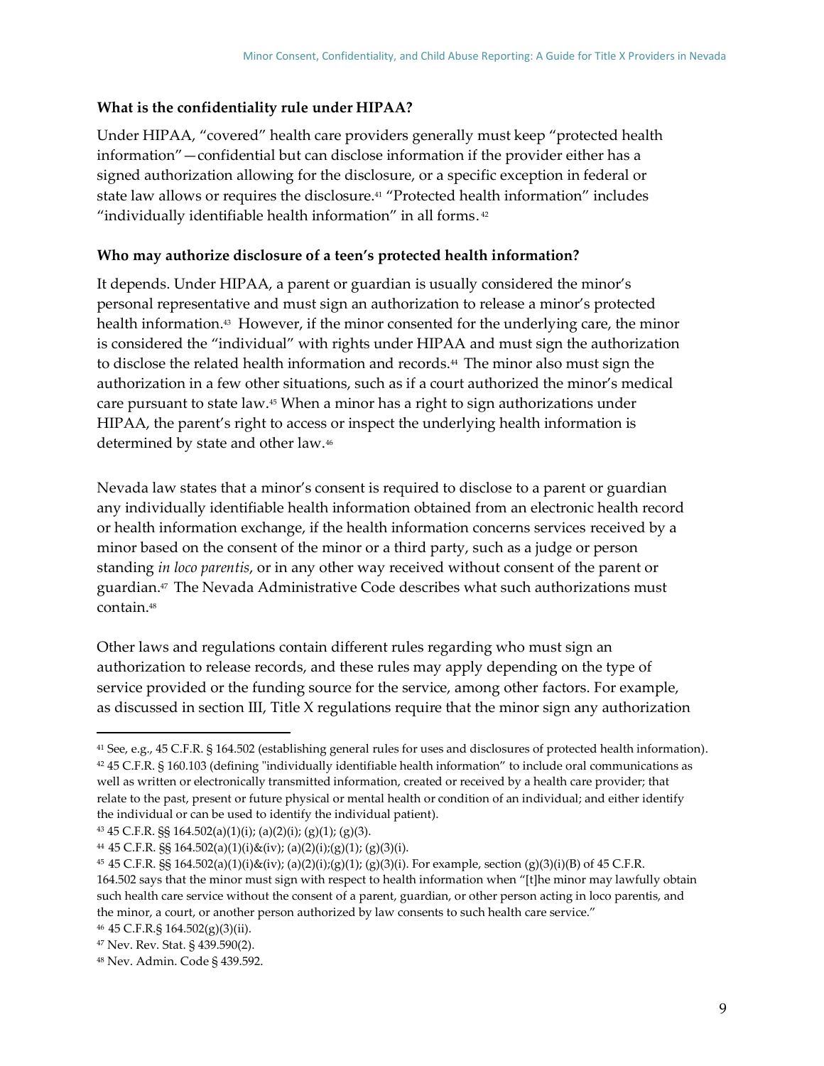### What is the confidentiality rule under HIPAA?

Under HIPAA, "covered" health care providers generally must keep "protected health information"—confidential but can disclose information if the provider either has a signed authorization allowing for the disclosure, or a specific exception in federal or state law allows or requires the disclosure.[41] "Protected health information" includes "individually identifiable health information" in all forms.[42]

### Who may authorize disclosure of a teen's protected health information?

It depends. Under HIPAA, a parent or guardian is usually considered the minor's personal representative and must sign an authorization to release a minor's protected health information.[43] However, if the minor consented for the underlying care, the minor is considered the "individual" with rights under HIPAA and must sign the authorization to disclose the related health information and records.[44] The minor also must sign the authorization in a few other situations, such as if a court authorized the minor's medical care pursuant to state law.[45] When a minor has a right to sign authorizations under HIPAA, the parent's right to access or inspect the underlying health information is determined by state and other law.[46]

Nevada law states that a minor's consent is required to disclose to a parent or guardian any individually identifiable health information obtained from an electronic health record or health information exchange, if the health information concerns services received by a minor based on the consent of the minor or a third party, such as a judge or person standing *in loco parentis*, or in any other way received without consent of the parent or guardian.[47] The Nevada Administrative Code describes what such authorizations must contain.[48]

Other laws and regulations contain different rules regarding who must sign an authorization to release records, and these rules may apply depending on the type of service provided or the funding source for the service, among other factors. For example, as discussed in section III, Title X regulations require that the minor sign any authorization

---

[41] See, e.g., 45 C.F.R. § 164.502 (establishing general rules for uses and disclosures of protected health information).

[42] 45 C.F.R. § 160.103 (defining "individually identifiable health information" to include oral communications as well as written or electronically transmitted information, created or received by a health care provider; that relate to the past, present or future physical or mental health or condition of an individual; and either identify the individual or can be used to identify the individual patient).

[43] 45 C.F.R. §§ 164.502(a)(1)(i); (a)(2)(i); (g)(1); (g)(3).

[44] 45 C.F.R. §§ 164.502(a)(1)(i)&(iv); (a)(2)(i);(g)(1); (g)(3)(i).

[45] 45 C.F.R. §§ 164.502(a)(1)(i)&(iv); (a)(2)(i);(g)(1); (g)(3)(i). For example, section (g)(3)(i)(B) of 45 C.F.R. 164.502 says that the minor must sign with respect to health information when "[t]he minor may lawfully obtain such health care service without the consent of a parent, guardian, or other person acting in loco parentis, and the minor, a court, or another person authorized by law consents to such health care service."

[46] 45 C.F.R.§ 164.502(g)(3)(ii).

[47] Nev. Rev. Stat. § 439.590(2).

[48] Nev. Admin. Code § 439.592.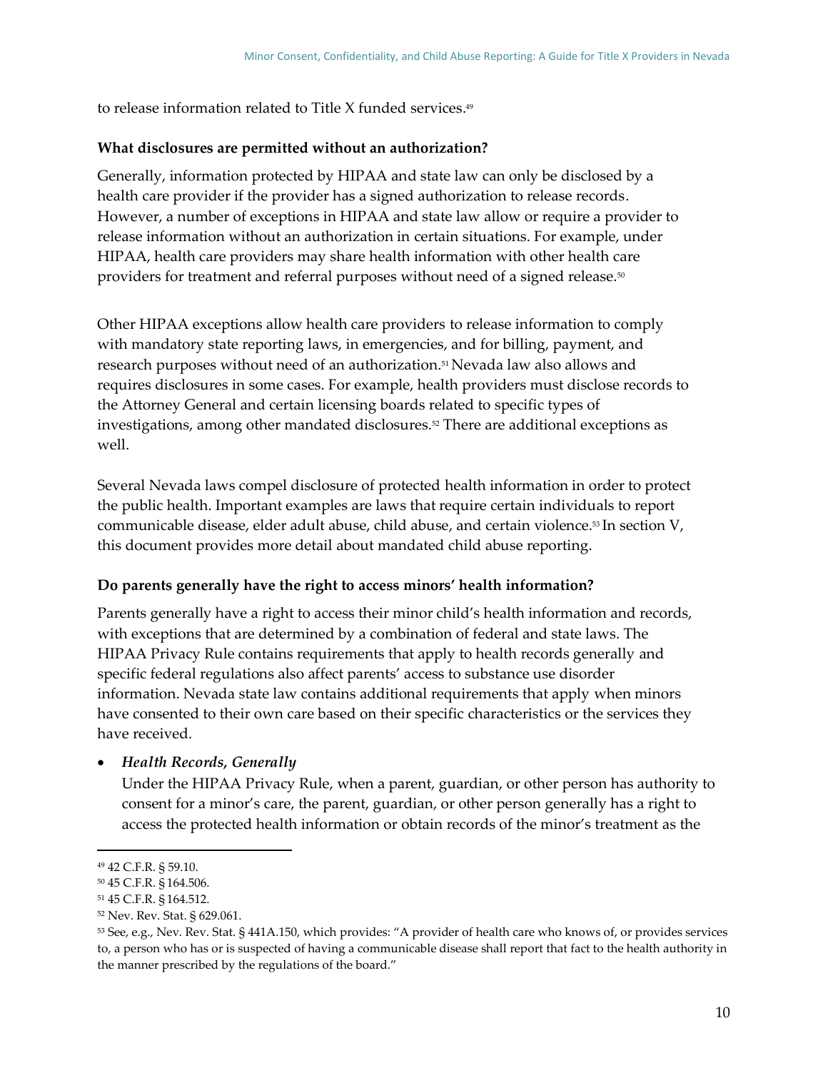to release information related to Title X funded services.[49]

**What disclosures are permitted without an authorization?**

Generally, information protected by HIPAA and state law can only be disclosed by a health care provider if the provider has a signed authorization to release records. However, a number of exceptions in HIPAA and state law allow or require a provider to release information without an authorization in certain situations. For example, under HIPAA, health care providers may share health information with other health care providers for treatment and referral purposes without need of a signed release.[50]

Other HIPAA exceptions allow health care providers to release information to comply with mandatory state reporting laws, in emergencies, and for billing, payment, and research purposes without need of an authorization.[51] Nevada law also allows and requires disclosures in some cases. For example, health providers must disclose records to the Attorney General and certain licensing boards related to specific types of investigations, among other mandated disclosures.[52] There are additional exceptions as well.

Several Nevada laws compel disclosure of protected health information in order to protect the public health. Important examples are laws that require certain individuals to report communicable disease, elder adult abuse, child abuse, and certain violence.[53] In section V, this document provides more detail about mandated child abuse reporting.

**Do parents generally have the right to access minors' health information?**

Parents generally have a right to access their minor child's health information and records, with exceptions that are determined by a combination of federal and state laws. The HIPAA Privacy Rule contains requirements that apply to health records generally and specific federal regulations also affect parents' access to substance use disorder information. Nevada state law contains additional requirements that apply when minors have consented to their own care based on their specific characteristics or the services they have received.

- ***Health Records, Generally***
  Under the HIPAA Privacy Rule, when a parent, guardian, or other person has authority to consent for a minor's care, the parent, guardian, or other person generally has a right to access the protected health information or obtain records of the minor's treatment as the

---

[49] 42 C.F.R. § 59.10.
[50] 45 C.F.R. § 164.506.
[51] 45 C.F.R. § 164.512.
[52] Nev. Rev. Stat. § 629.061.
[53] See, e.g., Nev. Rev. Stat. § 441A.150, which provides: "A provider of health care who knows of, or provides services to, a person who has or is suspected of having a communicable disease shall report that fact to the health authority in the manner prescribed by the regulations of the board."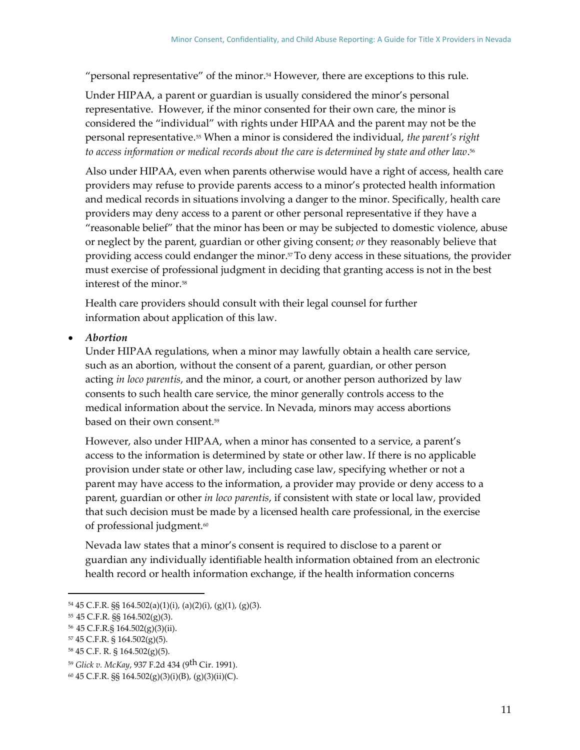"personal representative" of the minor.[54] However, there are exceptions to this rule.

Under HIPAA, a parent or guardian is usually considered the minor's personal representative. However, if the minor consented for their own care, the minor is considered the "individual" with rights under HIPAA and the parent may not be the personal representative.[55] When a minor is considered the individual, *the parent's right to access information or medical records about the care is determined by state and other law*.[56]

Also under HIPAA, even when parents otherwise would have a right of access, health care providers may refuse to provide parents access to a minor's protected health information and medical records in situations involving a danger to the minor. Specifically, health care providers may deny access to a parent or other personal representative if they have a "reasonable belief" that the minor has been or may be subjected to domestic violence, abuse or neglect by the parent, guardian or other giving consent; *or* they reasonably believe that providing access could endanger the minor.[57] To deny access in these situations, the provider must exercise of professional judgment in deciding that granting access is not in the best interest of the minor.[58]

Health care providers should consult with their legal counsel for further information about application of this law.

- ***Abortion***
  Under HIPAA regulations, when a minor may lawfully obtain a health care service, such as an abortion, without the consent of a parent, guardian, or other person acting *in loco parentis*, and the minor, a court, or another person authorized by law consents to such health care service, the minor generally controls access to the medical information about the service. In Nevada, minors may access abortions based on their own consent.[59]

  However, also under HIPAA, when a minor has consented to a service, a parent's access to the information is determined by state or other law. If there is no applicable provision under state or other law, including case law, specifying whether or not a parent may have access to the information, a provider may provide or deny access to a parent, guardian or other *in loco parentis*, if consistent with state or local law, provided that such decision must be made by a licensed health care professional, in the exercise of professional judgment.[60]

  Nevada law states that a minor's consent is required to disclose to a parent or guardian any individually identifiable health information obtained from an electronic health record or health information exchange, if the health information concerns

---

[54] 45 C.F.R. §§ 164.502(a)(1)(i), (a)(2)(i), (g)(1), (g)(3).

[55] 45 C.F.R. §§ 164.502(g)(3).

[56] 45 C.F.R.§ 164.502(g)(3)(ii).

[57] 45 C.F.R. § 164.502(g)(5).

[58] 45 C.F. R. § 164.502(g)(5).

[59] *Glick v. McKay*, 937 F.2d 434 (9th Cir. 1991).

[60] 45 C.F.R. §§ 164.502(g)(3)(i)(B), (g)(3)(ii)(C).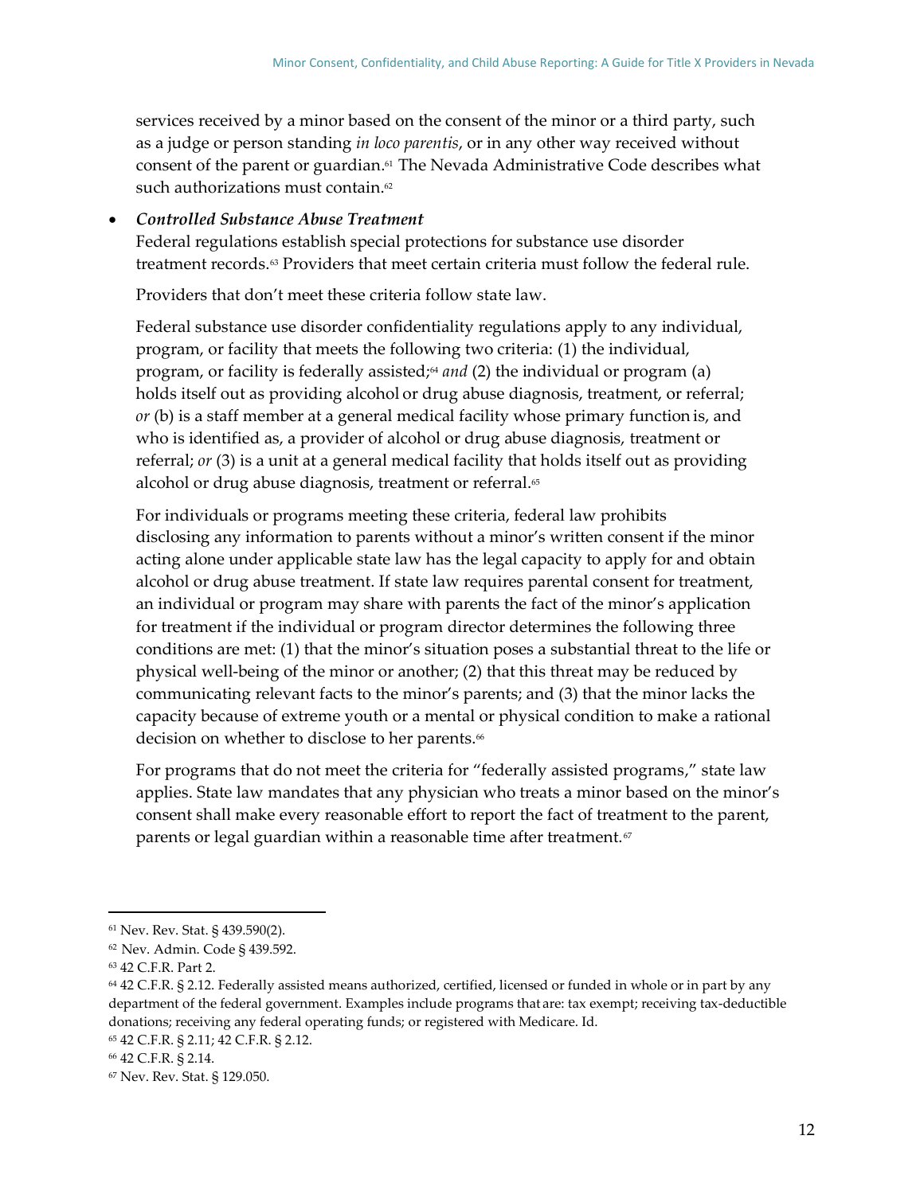services received by a minor based on the consent of the minor or a third party, such as a judge or person standing *in loco parentis*, or in any other way received without consent of the parent or guardian.[61] The Nevada Administrative Code describes what such authorizations must contain.[62]

- ***Controlled Substance Abuse Treatment***
  Federal regulations establish special protections for substance use disorder treatment records.[63] Providers that meet certain criteria must follow the federal rule.

  Providers that don't meet these criteria follow state law.

  Federal substance use disorder confidentiality regulations apply to any individual, program, or facility that meets the following two criteria: (1) the individual, program, or facility is federally assisted;[64] *and* (2) the individual or program (a) holds itself out as providing alcohol or drug abuse diagnosis, treatment, or referral; *or* (b) is a staff member at a general medical facility whose primary function is, and who is identified as, a provider of alcohol or drug abuse diagnosis, treatment or referral; *or* (3) is a unit at a general medical facility that holds itself out as providing alcohol or drug abuse diagnosis, treatment or referral.[65]

  For individuals or programs meeting these criteria, federal law prohibits disclosing any information to parents without a minor's written consent if the minor acting alone under applicable state law has the legal capacity to apply for and obtain alcohol or drug abuse treatment. If state law requires parental consent for treatment, an individual or program may share with parents the fact of the minor's application for treatment if the individual or program director determines the following three conditions are met: (1) that the minor's situation poses a substantial threat to the life or physical well-being of the minor or another; (2) that this threat may be reduced by communicating relevant facts to the minor's parents; and (3) that the minor lacks the capacity because of extreme youth or a mental or physical condition to make a rational decision on whether to disclose to her parents.[66]

  For programs that do not meet the criteria for "federally assisted programs," state law applies. State law mandates that any physician who treats a minor based on the minor's consent shall make every reasonable effort to report the fact of treatment to the parent, parents or legal guardian within a reasonable time after treatment.[67]

---

[61] Nev. Rev. Stat. § 439.590(2).

[62] Nev. Admin. Code § 439.592.

[63] 42 C.F.R. Part 2.

[64] 42 C.F.R. § 2.12. Federally assisted means authorized, certified, licensed or funded in whole or in part by any department of the federal government. Examples include programs that are: tax exempt; receiving tax-deductible donations; receiving any federal operating funds; or registered with Medicare. Id.

[65] 42 C.F.R. § 2.11; 42 C.F.R. § 2.12.

[66] 42 C.F.R. § 2.14.

[67] Nev. Rev. Stat. § 129.050.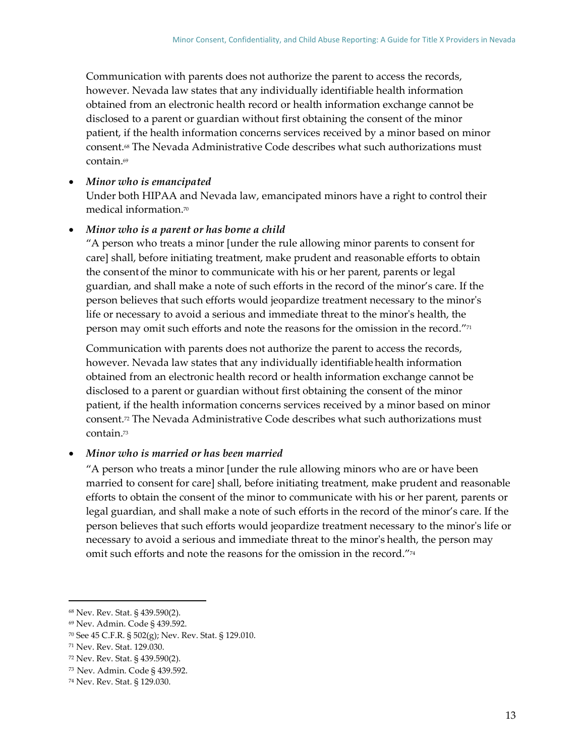Communication with parents does not authorize the parent to access the records, however. Nevada law states that any individually identifiable health information obtained from an electronic health record or health information exchange cannot be disclosed to a parent or guardian without first obtaining the consent of the minor patient, if the health information concerns services received by a minor based on minor consent.[68] The Nevada Administrative Code describes what such authorizations must contain.[69]

- ***Minor who is emancipated***

  Under both HIPAA and Nevada law, emancipated minors have a right to control their medical information.[70]

- ***Minor who is a parent or has borne a child***

  "A person who treats a minor [under the rule allowing minor parents to consent for care] shall, before initiating treatment, make prudent and reasonable efforts to obtain the consent of the minor to communicate with his or her parent, parents or legal guardian, and shall make a note of such efforts in the record of the minor's care. If the person believes that such efforts would jeopardize treatment necessary to the minor's life or necessary to avoid a serious and immediate threat to the minor's health, the person may omit such efforts and note the reasons for the omission in the record."[71]

  Communication with parents does not authorize the parent to access the records, however. Nevada law states that any individually identifiable health information obtained from an electronic health record or health information exchange cannot be disclosed to a parent or guardian without first obtaining the consent of the minor patient, if the health information concerns services received by a minor based on minor consent.[72] The Nevada Administrative Code describes what such authorizations must contain.[73]

- ***Minor who is married or has been married***

  "A person who treats a minor [under the rule allowing minors who are or have been married to consent for care] shall, before initiating treatment, make prudent and reasonable efforts to obtain the consent of the minor to communicate with his or her parent, parents or legal guardian, and shall make a note of such efforts in the record of the minor's care. If the person believes that such efforts would jeopardize treatment necessary to the minor's life or necessary to avoid a serious and immediate threat to the minor's health, the person may omit such efforts and note the reasons for the omission in the record."[74]

---

[68] Nev. Rev. Stat. § 439.590(2).

[69] Nev. Admin. Code § 439.592.

[70] See 45 C.F.R. § 502(g); Nev. Rev. Stat. § 129.010.

[71] Nev. Rev. Stat. 129.030.

[72] Nev. Rev. Stat. § 439.590(2).

[73] Nev. Admin. Code § 439.592.

[74] Nev. Rev. Stat. § 129.030.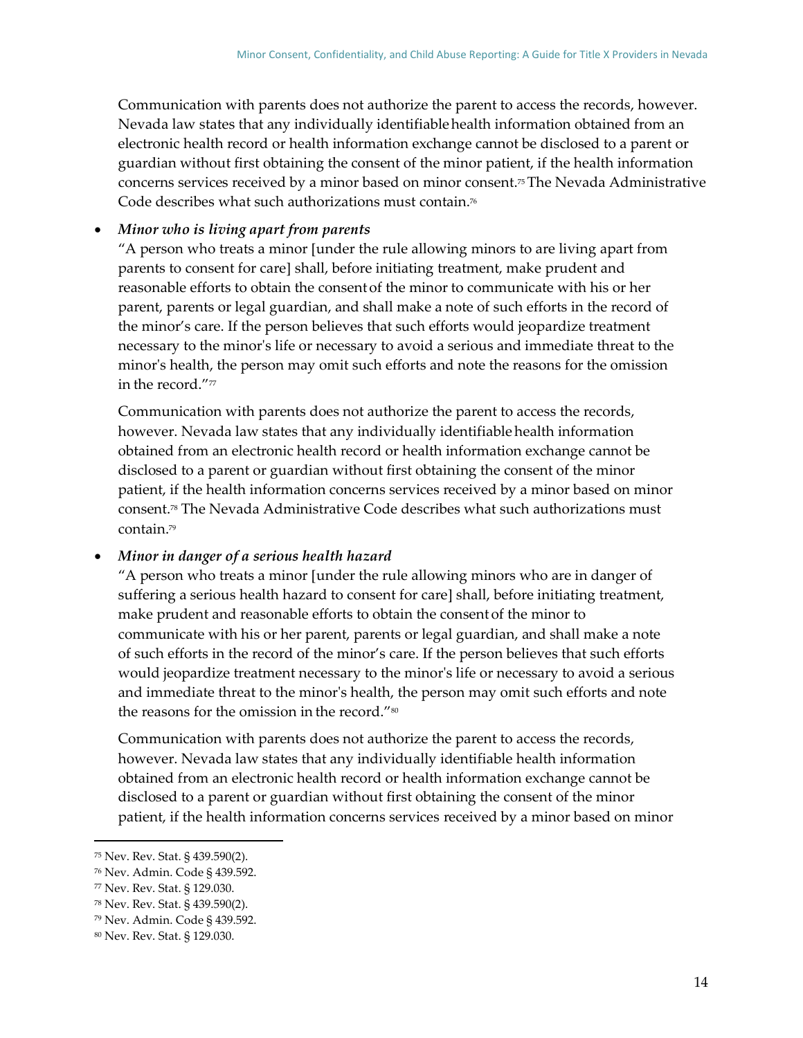Communication with parents does not authorize the parent to access the records, however. Nevada law states that any individually identifiable health information obtained from an electronic health record or health information exchange cannot be disclosed to a parent or guardian without first obtaining the consent of the minor patient, if the health information concerns services received by a minor based on minor consent.[75] The Nevada Administrative Code describes what such authorizations must contain.[76]

- ***Minor who is living apart from parents***

  "A person who treats a minor [under the rule allowing minors to are living apart from parents to consent for care] shall, before initiating treatment, make prudent and reasonable efforts to obtain the consent of the minor to communicate with his or her parent, parents or legal guardian, and shall make a note of such efforts in the record of the minor's care. If the person believes that such efforts would jeopardize treatment necessary to the minor's life or necessary to avoid a serious and immediate threat to the minor's health, the person may omit such efforts and note the reasons for the omission in the record."[77]

  Communication with parents does not authorize the parent to access the records, however. Nevada law states that any individually identifiable health information obtained from an electronic health record or health information exchange cannot be disclosed to a parent or guardian without first obtaining the consent of the minor patient, if the health information concerns services received by a minor based on minor consent.[78] The Nevada Administrative Code describes what such authorizations must contain.[79]

- ***Minor in danger of a serious health hazard***

  "A person who treats a minor [under the rule allowing minors who are in danger of suffering a serious health hazard to consent for care] shall, before initiating treatment, make prudent and reasonable efforts to obtain the consent of the minor to communicate with his or her parent, parents or legal guardian, and shall make a note of such efforts in the record of the minor's care. If the person believes that such efforts would jeopardize treatment necessary to the minor's life or necessary to avoid a serious and immediate threat to the minor's health, the person may omit such efforts and note the reasons for the omission in the record."[80]

  Communication with parents does not authorize the parent to access the records, however. Nevada law states that any individually identifiable health information obtained from an electronic health record or health information exchange cannot be disclosed to a parent or guardian without first obtaining the consent of the minor patient, if the health information concerns services received by a minor based on minor

---

[75] Nev. Rev. Stat. § 439.590(2).

[76] Nev. Admin. Code § 439.592.

[77] Nev. Rev. Stat. § 129.030.

[78] Nev. Rev. Stat. § 439.590(2).

[79] Nev. Admin. Code § 439.592.

[80] Nev. Rev. Stat. § 129.030.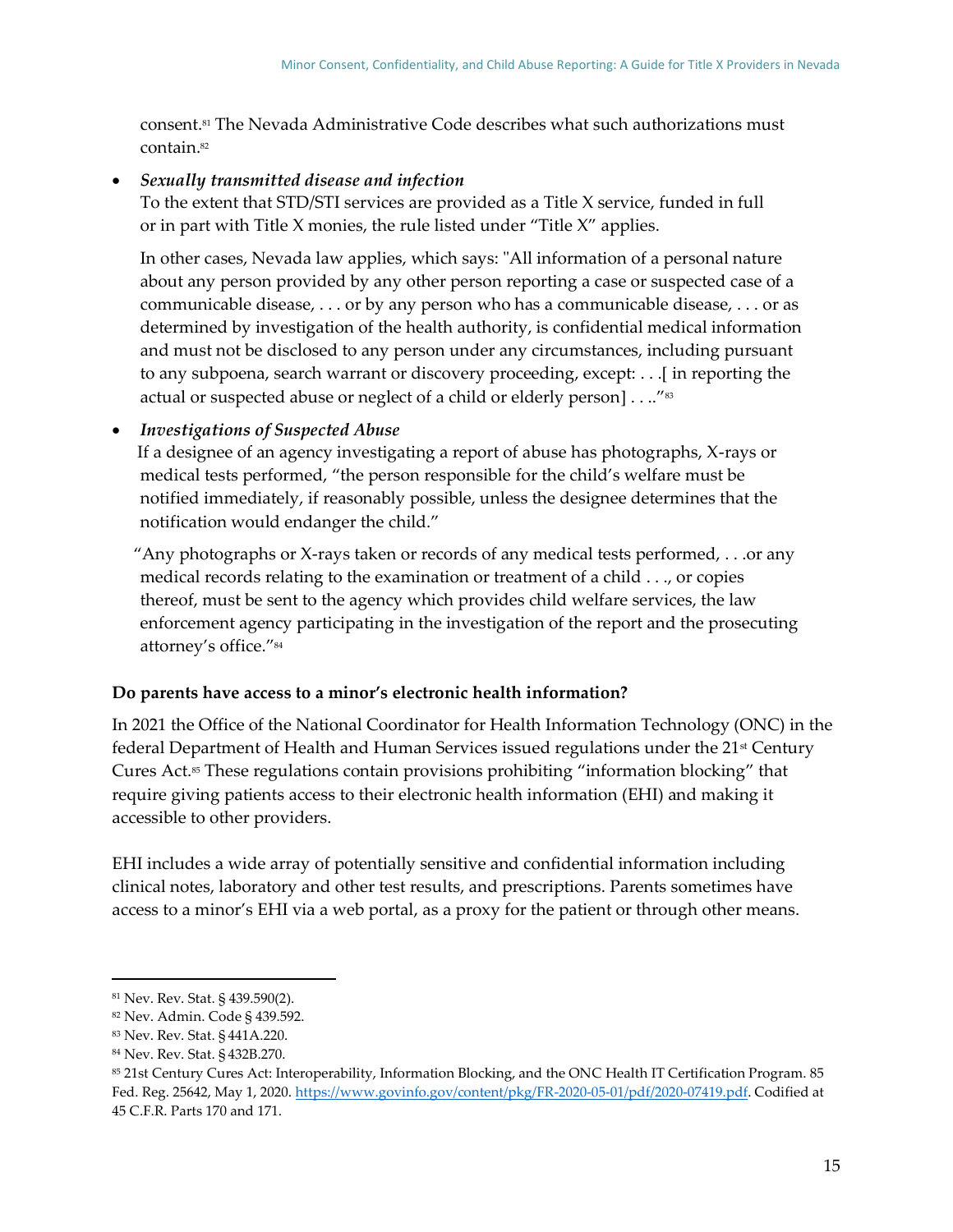consent.[81] The Nevada Administrative Code describes what such authorizations must contain.[82]

- ***Sexually transmitted disease and infection***
  To the extent that STD/STI services are provided as a Title X service, funded in full or in part with Title X monies, the rule listed under "Title X" applies.

  In other cases, Nevada law applies, which says: "All information of a personal nature about any person provided by any other person reporting a case or suspected case of a communicable disease, . . . or by any person who has a communicable disease, . . . or as determined by investigation of the health authority, is confidential medical information and must not be disclosed to any person under any circumstances, including pursuant to any subpoena, search warrant or discovery proceeding, except: . . .[ in reporting the actual or suspected abuse or neglect of a child or elderly person] . . .."[83]

- ***Investigations of Suspected Abuse***
  If a designee of an agency investigating a report of abuse has photographs, X-rays or medical tests performed, "the person responsible for the child's welfare must be notified immediately, if reasonably possible, unless the designee determines that the notification would endanger the child."

  "Any photographs or X-rays taken or records of any medical tests performed, . . .or any medical records relating to the examination or treatment of a child . . ., or copies thereof, must be sent to the agency which provides child welfare services, the law enforcement agency participating in the investigation of the report and the prosecuting attorney's office."[84]

**Do parents have access to a minor's electronic health information?**

In 2021 the Office of the National Coordinator for Health Information Technology (ONC) in the federal Department of Health and Human Services issued regulations under the 21st Century Cures Act.[85] These regulations contain provisions prohibiting "information blocking" that require giving patients access to their electronic health information (EHI) and making it accessible to other providers.

EHI includes a wide array of potentially sensitive and confidential information including clinical notes, laboratory and other test results, and prescriptions. Parents sometimes have access to a minor's EHI via a web portal, as a proxy for the patient or through other means.

---

[81] Nev. Rev. Stat. § 439.590(2).
[82] Nev. Admin. Code § 439.592.
[83] Nev. Rev. Stat. § 441A.220.
[84] Nev. Rev. Stat. § 432B.270.
[85] 21st Century Cures Act: Interoperability, Information Blocking, and the ONC Health IT Certification Program. 85 Fed. Reg. 25642, May 1, 2020. https://www.govinfo.gov/content/pkg/FR-2020-05-01/pdf/2020-07419.pdf. Codified at 45 C.F.R. Parts 170 and 171.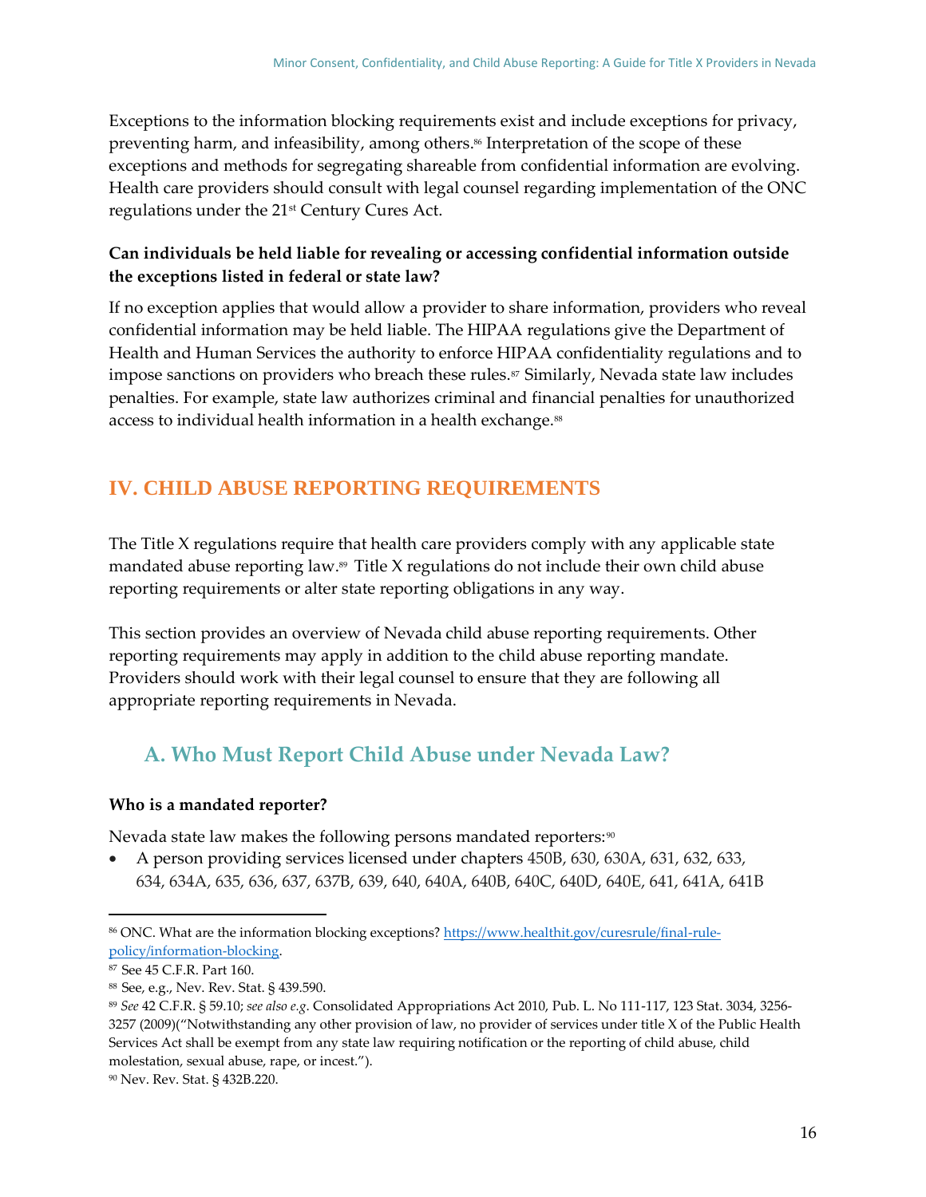Exceptions to the information blocking requirements exist and include exceptions for privacy, preventing harm, and infeasibility, among others.[86] Interpretation of the scope of these exceptions and methods for segregating shareable from confidential information are evolving. Health care providers should consult with legal counsel regarding implementation of the ONC regulations under the 21st Century Cures Act.

**Can individuals be held liable for revealing or accessing confidential information outside the exceptions listed in federal or state law?**

If no exception applies that would allow a provider to share information, providers who reveal confidential information may be held liable. The HIPAA regulations give the Department of Health and Human Services the authority to enforce HIPAA confidentiality regulations and to impose sanctions on providers who breach these rules.[87] Similarly, Nevada state law includes penalties. For example, state law authorizes criminal and financial penalties for unauthorized access to individual health information in a health exchange.[88]

# IV. CHILD ABUSE REPORTING REQUIREMENTS

The Title X regulations require that health care providers comply with any applicable state mandated abuse reporting law.[89] Title X regulations do not include their own child abuse reporting requirements or alter state reporting obligations in any way.

This section provides an overview of Nevada child abuse reporting requirements. Other reporting requirements may apply in addition to the child abuse reporting mandate. Providers should work with their legal counsel to ensure that they are following all appropriate reporting requirements in Nevada.

## A. Who Must Report Child Abuse under Nevada Law?

**Who is a mandated reporter?**

Nevada state law makes the following persons mandated reporters:[90]

- A person providing services licensed under chapters 450B, 630, 630A, 631, 632, 633, 634, 634A, 635, 636, 637, 637B, 639, 640, 640A, 640B, 640C, 640D, 640E, 641, 641A, 641B

---

[86] ONC. What are the information blocking exceptions? https://www.healthit.gov/curesrule/final-rule-policy/information-blocking.

[87] See 45 C.F.R. Part 160.

[88] See, e.g., Nev. Rev. Stat. § 439.590.

[89] *See* 42 C.F.R. § 59.10; *see also e.g.* Consolidated Appropriations Act 2010, Pub. L. No 111-117, 123 Stat. 3034, 3256-3257 (2009)("Notwithstanding any other provision of law, no provider of services under title X of the Public Health Services Act shall be exempt from any state law requiring notification or the reporting of child abuse, child molestation, sexual abuse, rape, or incest.").

[90] Nev. Rev. Stat. § 432B.220.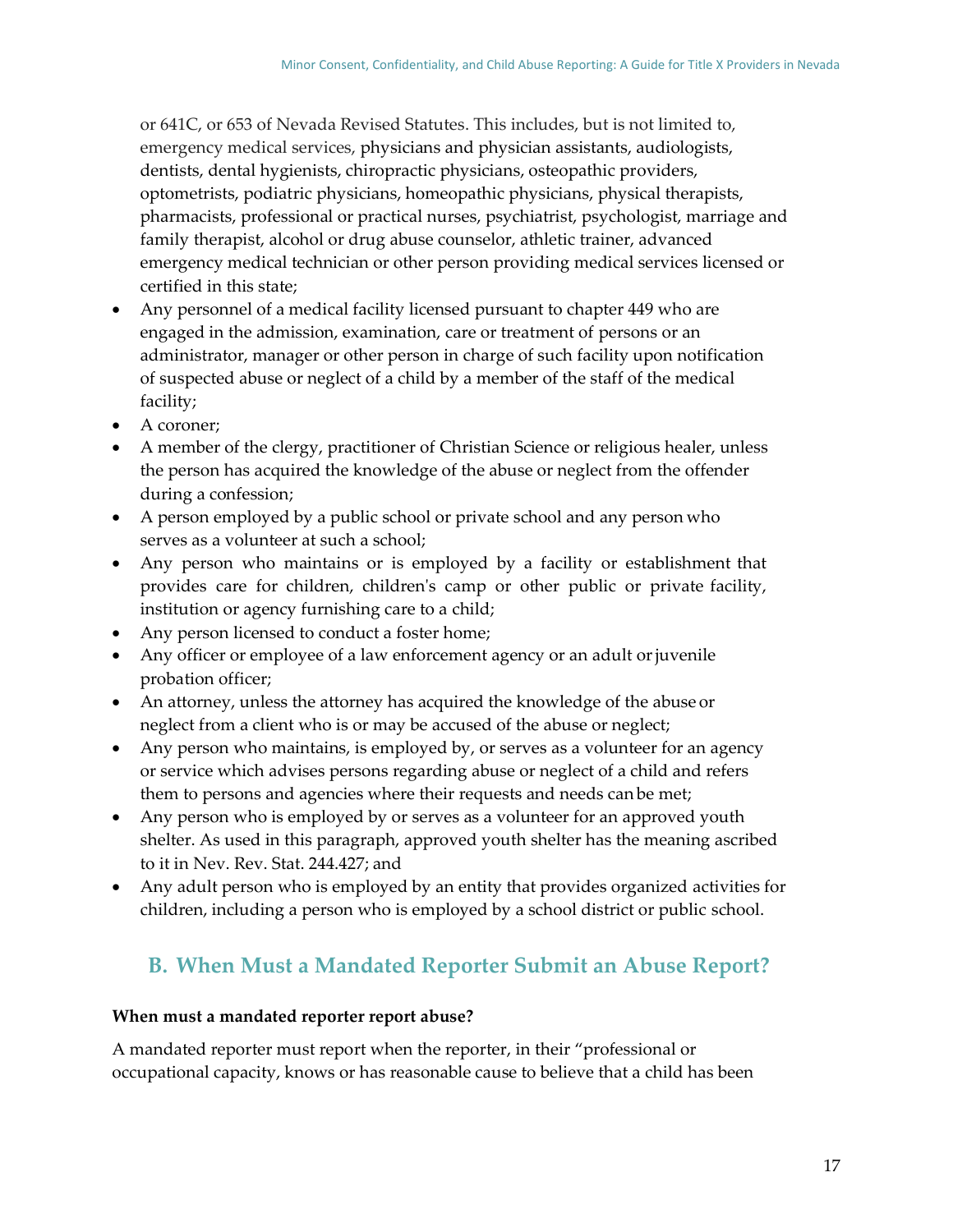or 641C, or 653 of Nevada Revised Statutes. This includes, but is not limited to, emergency medical services, physicians and physician assistants, audiologists, dentists, dental hygienists, chiropractic physicians, osteopathic providers, optometrists, podiatric physicians, homeopathic physicians, physical therapists, pharmacists, professional or practical nurses, psychiatrist, psychologist, marriage and family therapist, alcohol or drug abuse counselor, athletic trainer, advanced emergency medical technician or other person providing medical services licensed or certified in this state;

- Any personnel of a medical facility licensed pursuant to chapter 449 who are engaged in the admission, examination, care or treatment of persons or an administrator, manager or other person in charge of such facility upon notification of suspected abuse or neglect of a child by a member of the staff of the medical facility;
- A coroner;
- A member of the clergy, practitioner of Christian Science or religious healer, unless the person has acquired the knowledge of the abuse or neglect from the offender during a confession;
- A person employed by a public school or private school and any person who serves as a volunteer at such a school;
- Any person who maintains or is employed by a facility or establishment that provides care for children, children's camp or other public or private facility, institution or agency furnishing care to a child;
- Any person licensed to conduct a foster home;
- Any officer or employee of a law enforcement agency or an adult or juvenile probation officer;
- An attorney, unless the attorney has acquired the knowledge of the abuse or neglect from a client who is or may be accused of the abuse or neglect;
- Any person who maintains, is employed by, or serves as a volunteer for an agency or service which advises persons regarding abuse or neglect of a child and refers them to persons and agencies where their requests and needs can be met;
- Any person who is employed by or serves as a volunteer for an approved youth shelter. As used in this paragraph, approved youth shelter has the meaning ascribed to it in Nev. Rev. Stat. 244.427; and
- Any adult person who is employed by an entity that provides organized activities for children, including a person who is employed by a school district or public school.

## B. When Must a Mandated Reporter Submit an Abuse Report?

**When must a mandated reporter report abuse?**

A mandated reporter must report when the reporter, in their "professional or occupational capacity, knows or has reasonable cause to believe that a child has been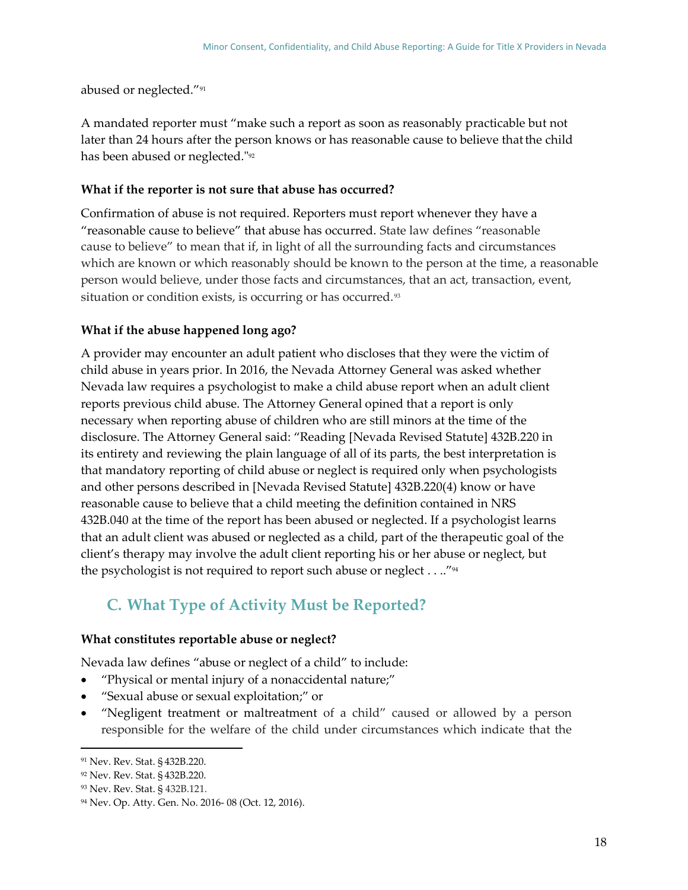abused or neglected."[91]

A mandated reporter must "make such a report as soon as reasonably practicable but not later than 24 hours after the person knows or has reasonable cause to believe that the child has been abused or neglected."[92]

**What if the reporter is not sure that abuse has occurred?**

Confirmation of abuse is not required. Reporters must report whenever they have a "reasonable cause to believe" that abuse has occurred. State law defines "reasonable cause to believe" to mean that if, in light of all the surrounding facts and circumstances which are known or which reasonably should be known to the person at the time, a reasonable person would believe, under those facts and circumstances, that an act, transaction, event, situation or condition exists, is occurring or has occurred.[93]

**What if the abuse happened long ago?**

A provider may encounter an adult patient who discloses that they were the victim of child abuse in years prior. In 2016, the Nevada Attorney General was asked whether Nevada law requires a psychologist to make a child abuse report when an adult client reports previous child abuse. The Attorney General opined that a report is only necessary when reporting abuse of children who are still minors at the time of the disclosure. The Attorney General said: "Reading [Nevada Revised Statute] 432B.220 in its entirety and reviewing the plain language of all of its parts, the best interpretation is that mandatory reporting of child abuse or neglect is required only when psychologists and other persons described in [Nevada Revised Statute] 432B.220(4) know or have reasonable cause to believe that a child meeting the definition contained in NRS 432B.040 at the time of the report has been abused or neglected. If a psychologist learns that an adult client was abused or neglected as a child, part of the therapeutic goal of the client's therapy may involve the adult client reporting his or her abuse or neglect, but the psychologist is not required to report such abuse or neglect . . .."[94]

## C. What Type of Activity Must be Reported?

**What constitutes reportable abuse or neglect?**

Nevada law defines "abuse or neglect of a child" to include:

- "Physical or mental injury of a nonaccidental nature;"
- "Sexual abuse or sexual exploitation;" or
- "Negligent treatment or maltreatment of a child" caused or allowed by a person responsible for the welfare of the child under circumstances which indicate that the

---

[91] Nev. Rev. Stat. § 432B.220.

[92] Nev. Rev. Stat. § 432B.220.

[93] Nev. Rev. Stat. § 432B.121.

[94] Nev. Op. Atty. Gen. No. 2016- 08 (Oct. 12, 2016).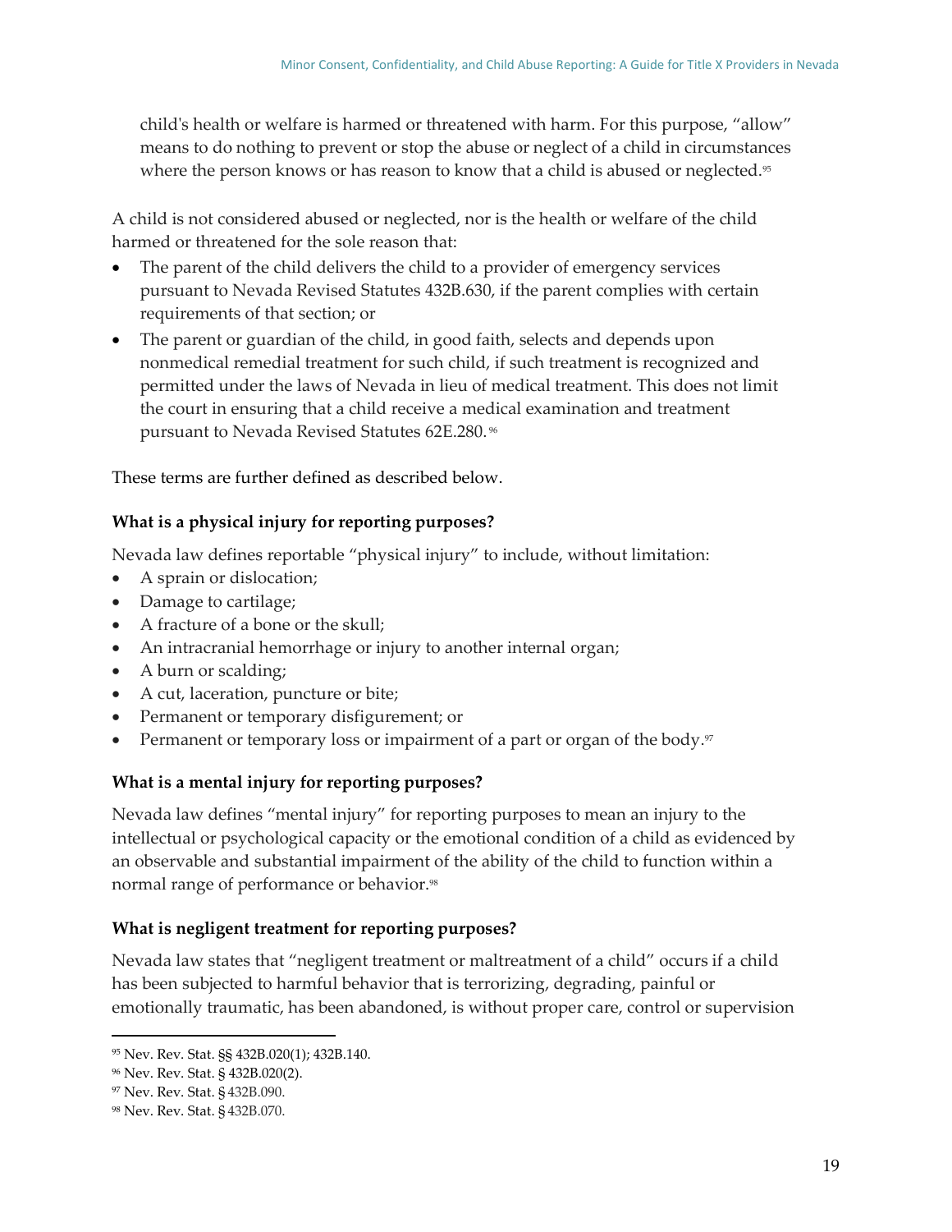child's health or welfare is harmed or threatened with harm. For this purpose, "allow" means to do nothing to prevent or stop the abuse or neglect of a child in circumstances where the person knows or has reason to know that a child is abused or neglected.[95]

A child is not considered abused or neglected, nor is the health or welfare of the child harmed or threatened for the sole reason that:

- The parent of the child delivers the child to a provider of emergency services pursuant to Nevada Revised Statutes 432B.630, if the parent complies with certain requirements of that section; or
- The parent or guardian of the child, in good faith, selects and depends upon nonmedical remedial treatment for such child, if such treatment is recognized and permitted under the laws of Nevada in lieu of medical treatment. This does not limit the court in ensuring that a child receive a medical examination and treatment pursuant to Nevada Revised Statutes 62E.280.[96]

These terms are further defined as described below.

**What is a physical injury for reporting purposes?**

Nevada law defines reportable "physical injury" to include, without limitation:

- A sprain or dislocation;
- Damage to cartilage;
- A fracture of a bone or the skull;
- An intracranial hemorrhage or injury to another internal organ;
- A burn or scalding;
- A cut, laceration, puncture or bite;
- Permanent or temporary disfigurement; or
- Permanent or temporary loss or impairment of a part or organ of the body.[97]

**What is a mental injury for reporting purposes?**

Nevada law defines "mental injury" for reporting purposes to mean an injury to the intellectual or psychological capacity or the emotional condition of a child as evidenced by an observable and substantial impairment of the ability of the child to function within a normal range of performance or behavior.[98]

**What is negligent treatment for reporting purposes?**

Nevada law states that "negligent treatment or maltreatment of a child" occurs if a child has been subjected to harmful behavior that is terrorizing, degrading, painful or emotionally traumatic, has been abandoned, is without proper care, control or supervision

---

[95] Nev. Rev. Stat. §§ 432B.020(1); 432B.140.

[96] Nev. Rev. Stat. § 432B.020(2).

[97] Nev. Rev. Stat. § 432B.090.

[98] Nev. Rev. Stat. § 432B.070.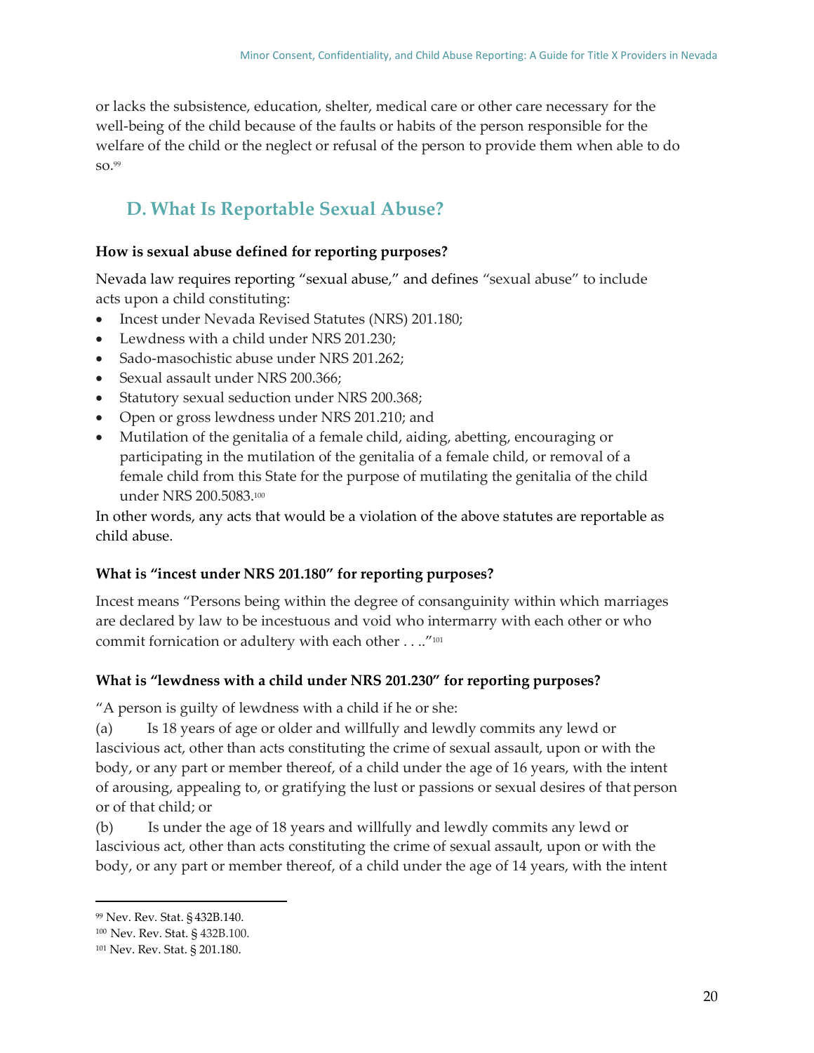or lacks the subsistence, education, shelter, medical care or other care necessary for the well-being of the child because of the faults or habits of the person responsible for the welfare of the child or the neglect or refusal of the person to provide them when able to do so.[99]

## D. What Is Reportable Sexual Abuse?

**How is sexual abuse defined for reporting purposes?**

Nevada law requires reporting "sexual abuse," and defines "sexual abuse" to include acts upon a child constituting:

- Incest under Nevada Revised Statutes (NRS) 201.180;
- Lewdness with a child under NRS 201.230;
- Sado-masochistic abuse under NRS 201.262;
- Sexual assault under NRS 200.366;
- Statutory sexual seduction under NRS 200.368;
- Open or gross lewdness under NRS 201.210; and
- Mutilation of the genitalia of a female child, aiding, abetting, encouraging or participating in the mutilation of the genitalia of a female child, or removal of a female child from this State for the purpose of mutilating the genitalia of the child under NRS 200.5083.[100]

In other words, any acts that would be a violation of the above statutes are reportable as child abuse.

**What is "incest under NRS 201.180" for reporting purposes?**

Incest means "Persons being within the degree of consanguinity within which marriages are declared by law to be incestuous and void who intermarry with each other or who commit fornication or adultery with each other . . .."[101]

**What is "lewdness with a child under NRS 201.230" for reporting purposes?**

"A person is guilty of lewdness with a child if he or she:

(a) Is 18 years of age or older and willfully and lewdly commits any lewd or lascivious act, other than acts constituting the crime of sexual assault, upon or with the body, or any part or member thereof, of a child under the age of 16 years, with the intent of arousing, appealing to, or gratifying the lust or passions or sexual desires of that person or of that child; or

(b) Is under the age of 18 years and willfully and lewdly commits any lewd or lascivious act, other than acts constituting the crime of sexual assault, upon or with the body, or any part or member thereof, of a child under the age of 14 years, with the intent

---

[99] Nev. Rev. Stat. § 432B.140.

[100] Nev. Rev. Stat. § 432B.100.

[101] Nev. Rev. Stat. § 201.180.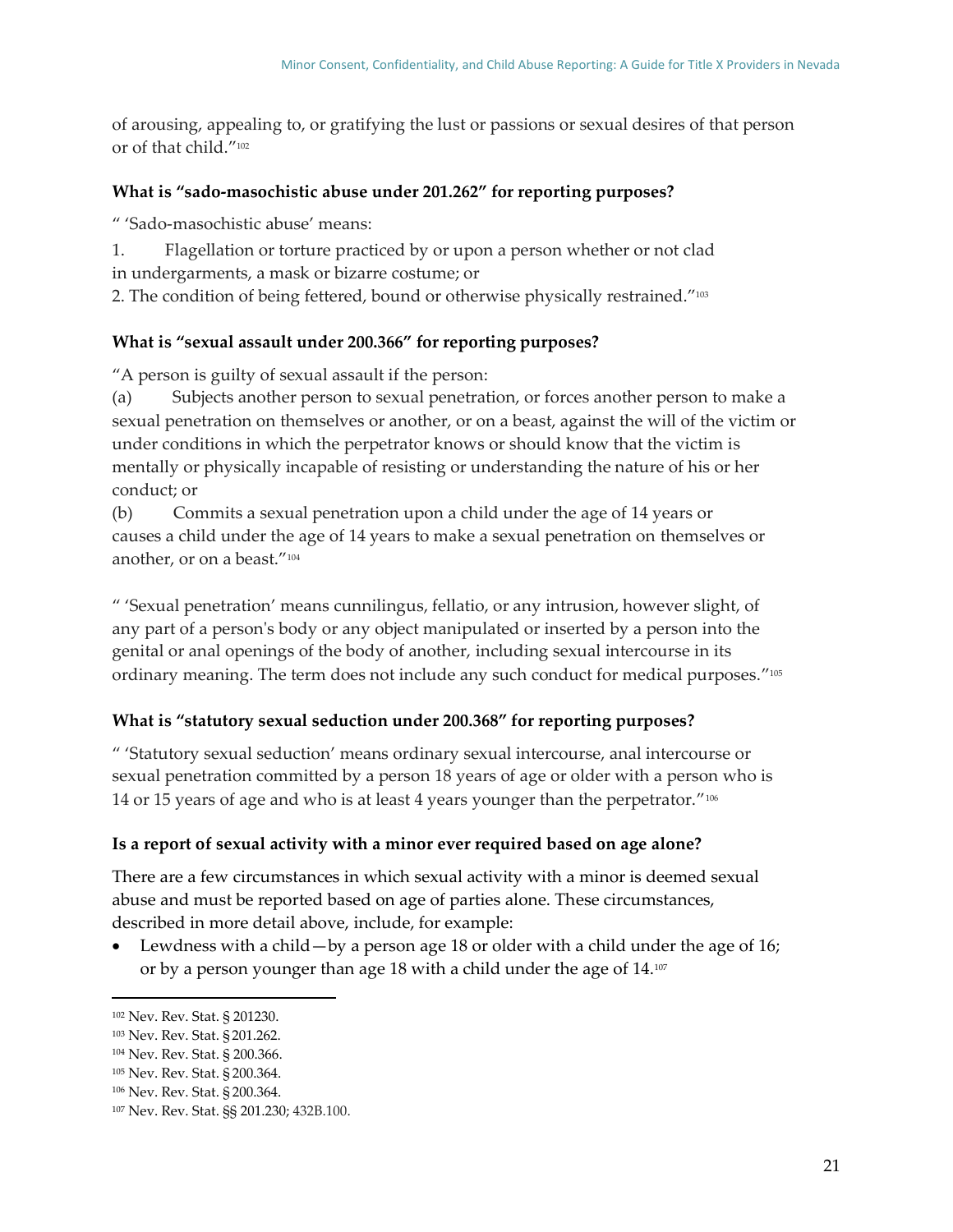of arousing, appealing to, or gratifying the lust or passions or sexual desires of that person or of that child."[102]

### What is "sado-masochistic abuse under 201.262" for reporting purposes?

" 'Sado-masochistic abuse' means:

1. Flagellation or torture practiced by or upon a person whether or not clad in undergarments, a mask or bizarre costume; or
2. The condition of being fettered, bound or otherwise physically restrained."[103]

### What is "sexual assault under 200.366" for reporting purposes?

"A person is guilty of sexual assault if the person:

(a) Subjects another person to sexual penetration, or forces another person to make a sexual penetration on themselves or another, or on a beast, against the will of the victim or under conditions in which the perpetrator knows or should know that the victim is mentally or physically incapable of resisting or understanding the nature of his or her conduct; or

(b) Commits a sexual penetration upon a child under the age of 14 years or causes a child under the age of 14 years to make a sexual penetration on themselves or another, or on a beast."[104]

" 'Sexual penetration' means cunnilingus, fellatio, or any intrusion, however slight, of any part of a person's body or any object manipulated or inserted by a person into the genital or anal openings of the body of another, including sexual intercourse in its ordinary meaning. The term does not include any such conduct for medical purposes."[105]

### What is "statutory sexual seduction under 200.368" for reporting purposes?

" 'Statutory sexual seduction' means ordinary sexual intercourse, anal intercourse or sexual penetration committed by a person 18 years of age or older with a person who is 14 or 15 years of age and who is at least 4 years younger than the perpetrator."[106]

### Is a report of sexual activity with a minor ever required based on age alone?

There are a few circumstances in which sexual activity with a minor is deemed sexual abuse and must be reported based on age of parties alone. These circumstances, described in more detail above, include, for example:

- Lewdness with a child—by a person age 18 or older with a child under the age of 16; or by a person younger than age 18 with a child under the age of 14.[107]

---

[102] Nev. Rev. Stat. § 201230.
[103] Nev. Rev. Stat. § 201.262.
[104] Nev. Rev. Stat. § 200.366.
[105] Nev. Rev. Stat. § 200.364.
[106] Nev. Rev. Stat. § 200.364.
[107] Nev. Rev. Stat. §§ 201.230; 432B.100.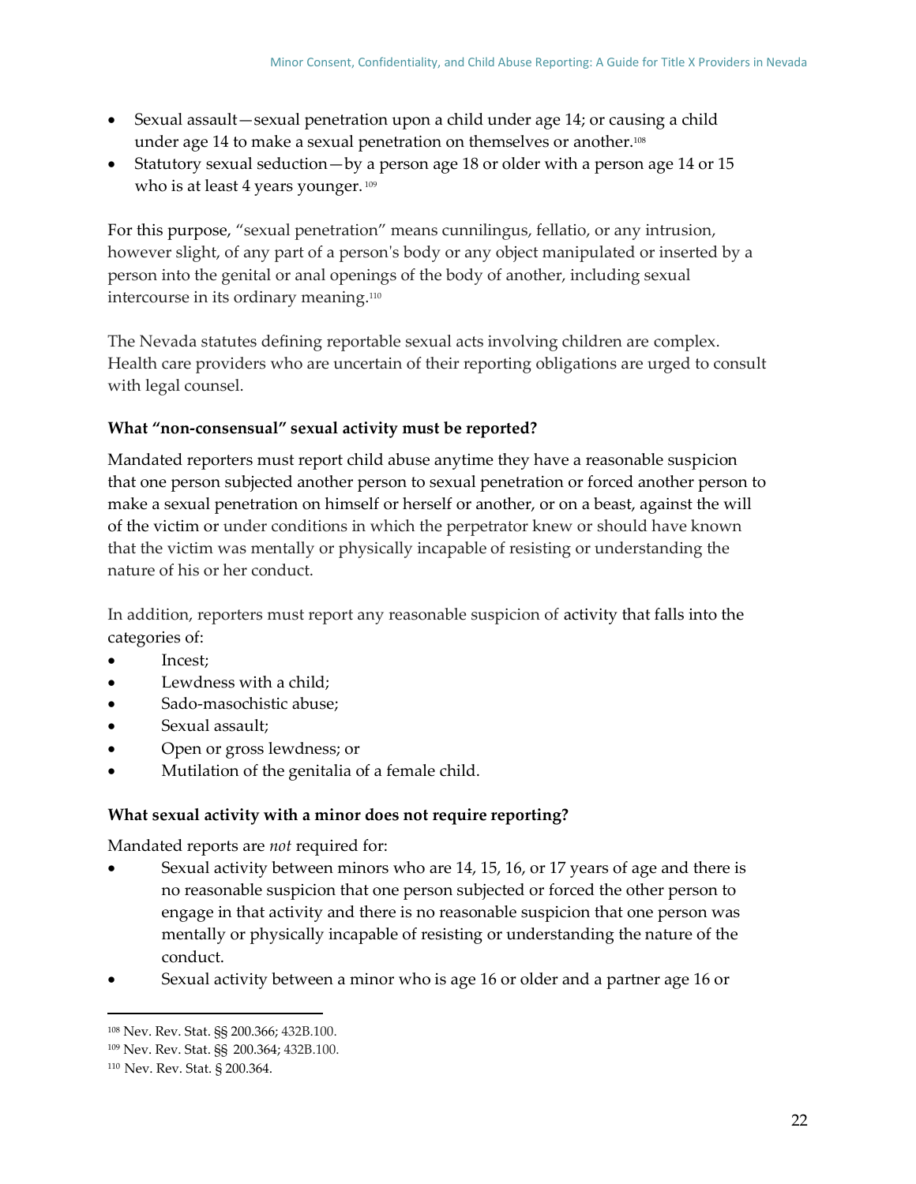- Sexual assault—sexual penetration upon a child under age 14; or causing a child under age 14 to make a sexual penetration on themselves or another.[108]
- Statutory sexual seduction—by a person age 18 or older with a person age 14 or 15 who is at least 4 years younger.[109]

For this purpose, "sexual penetration" means cunnilingus, fellatio, or any intrusion, however slight, of any part of a person's body or any object manipulated or inserted by a person into the genital or anal openings of the body of another, including sexual intercourse in its ordinary meaning.[110]

The Nevada statutes defining reportable sexual acts involving children are complex. Health care providers who are uncertain of their reporting obligations are urged to consult with legal counsel.

**What "non-consensual" sexual activity must be reported?**

Mandated reporters must report child abuse anytime they have a reasonable suspicion that one person subjected another person to sexual penetration or forced another person to make a sexual penetration on himself or herself or another, or on a beast, against the will of the victim or under conditions in which the perpetrator knew or should have known that the victim was mentally or physically incapable of resisting or understanding the nature of his or her conduct.

In addition, reporters must report any reasonable suspicion of activity that falls into the categories of:

- Incest;
- Lewdness with a child;
- Sado-masochistic abuse;
- Sexual assault;
- Open or gross lewdness; or
- Mutilation of the genitalia of a female child.

**What sexual activity with a minor does not require reporting?**

Mandated reports are *not* required for:

- Sexual activity between minors who are 14, 15, 16, or 17 years of age and there is no reasonable suspicion that one person subjected or forced the other person to engage in that activity and there is no reasonable suspicion that one person was mentally or physically incapable of resisting or understanding the nature of the conduct.
- Sexual activity between a minor who is age 16 or older and a partner age 16 or

[108] Nev. Rev. Stat. §§ 200.366; 432B.100.

[109] Nev. Rev. Stat. §§ 200.364; 432B.100.

[110] Nev. Rev. Stat. § 200.364.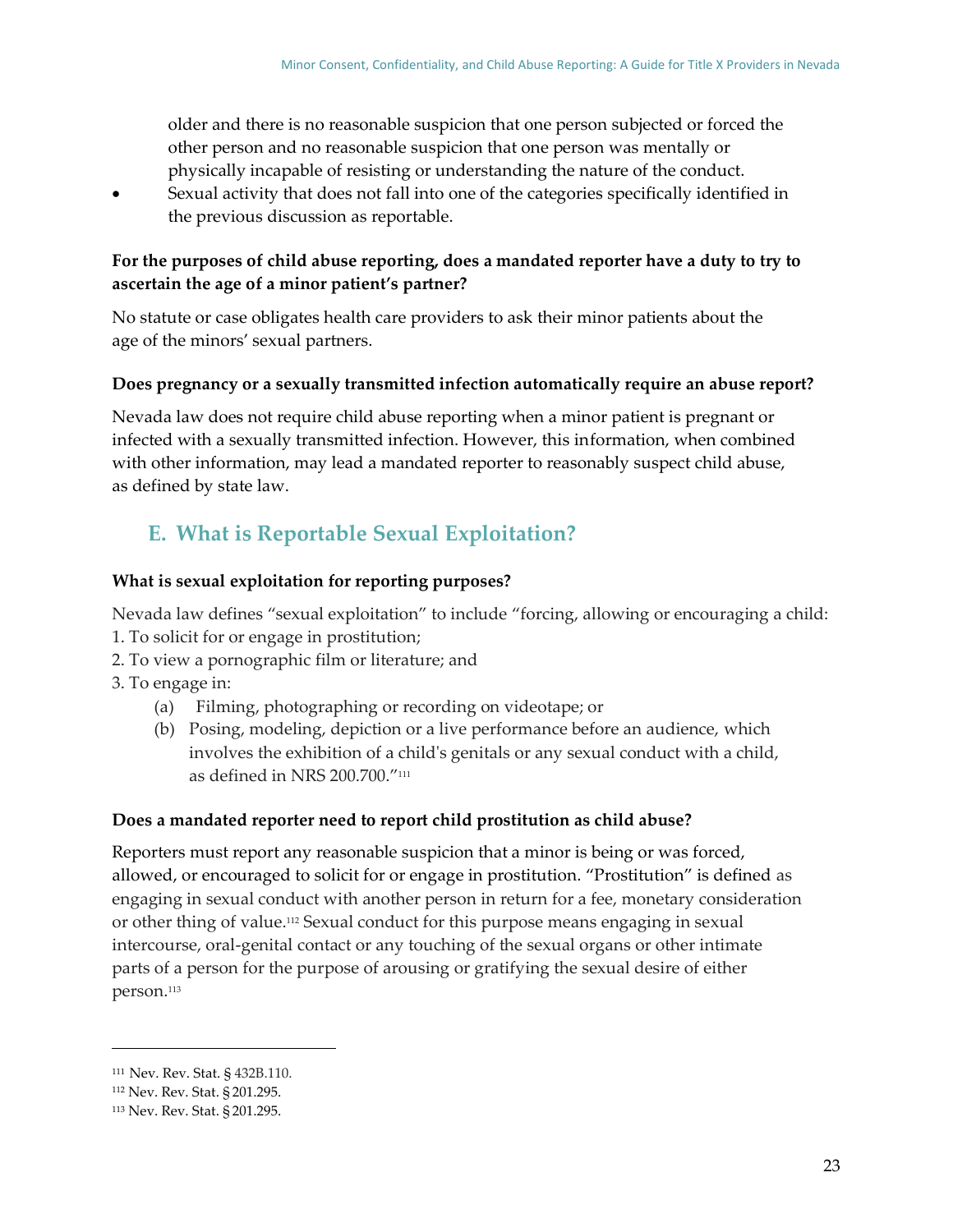older and there is no reasonable suspicion that one person subjected or forced the other person and no reasonable suspicion that one person was mentally or physically incapable of resisting or understanding the nature of the conduct.

- Sexual activity that does not fall into one of the categories specifically identified in the previous discussion as reportable.

**For the purposes of child abuse reporting, does a mandated reporter have a duty to try to ascertain the age of a minor patient's partner?**

No statute or case obligates health care providers to ask their minor patients about the age of the minors' sexual partners.

**Does pregnancy or a sexually transmitted infection automatically require an abuse report?**

Nevada law does not require child abuse reporting when a minor patient is pregnant or infected with a sexually transmitted infection. However, this information, when combined with other information, may lead a mandated reporter to reasonably suspect child abuse, as defined by state law.

## E. What is Reportable Sexual Exploitation?

**What is sexual exploitation for reporting purposes?**

Nevada law defines "sexual exploitation" to include "forcing, allowing or encouraging a child:

1. To solicit for or engage in prostitution;
2. To view a pornographic film or literature; and
3. To engage in:
   - (a) Filming, photographing or recording on videotape; or
   - (b) Posing, modeling, depiction or a live performance before an audience, which involves the exhibition of a child's genitals or any sexual conduct with a child, as defined in NRS 200.700."[111]

**Does a mandated reporter need to report child prostitution as child abuse?**

Reporters must report any reasonable suspicion that a minor is being or was forced, allowed, or encouraged to solicit for or engage in prostitution. "Prostitution" is defined as engaging in sexual conduct with another person in return for a fee, monetary consideration or other thing of value.[112] Sexual conduct for this purpose means engaging in sexual intercourse, oral-genital contact or any touching of the sexual organs or other intimate parts of a person for the purpose of arousing or gratifying the sexual desire of either person.[113]

---

[111] Nev. Rev. Stat. § 432B.110.

[112] Nev. Rev. Stat. § 201.295.

[113] Nev. Rev. Stat. § 201.295.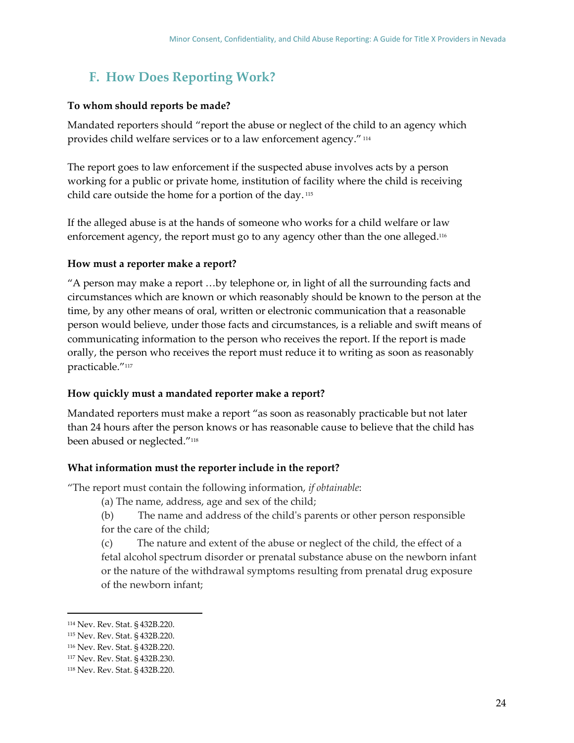## F. How Does Reporting Work?

**To whom should reports be made?**

Mandated reporters should "report the abuse or neglect of the child to an agency which provides child welfare services or to a law enforcement agency." [114]

The report goes to law enforcement if the suspected abuse involves acts by a person working for a public or private home, institution of facility where the child is receiving child care outside the home for a portion of the day. [115]

If the alleged abuse is at the hands of someone who works for a child welfare or law enforcement agency, the report must go to any agency other than the one alleged.[116]

**How must a reporter make a report?**

"A person may make a report …by telephone or, in light of all the surrounding facts and circumstances which are known or which reasonably should be known to the person at the time, by any other means of oral, written or electronic communication that a reasonable person would believe, under those facts and circumstances, is a reliable and swift means of communicating information to the person who receives the report. If the report is made orally, the person who receives the report must reduce it to writing as soon as reasonably practicable."[117]

**How quickly must a mandated reporter make a report?**

Mandated reporters must make a report "as soon as reasonably practicable but not later than 24 hours after the person knows or has reasonable cause to believe that the child has been abused or neglected."[118]

**What information must the reporter include in the report?**

"The report must contain the following information, *if obtainable*:

(a) The name, address, age and sex of the child;

(b) The name and address of the child's parents or other person responsible for the care of the child;

(c) The nature and extent of the abuse or neglect of the child, the effect of a fetal alcohol spectrum disorder or prenatal substance abuse on the newborn infant or the nature of the withdrawal symptoms resulting from prenatal drug exposure of the newborn infant;

---

[114] Nev. Rev. Stat. § 432B.220.
[115] Nev. Rev. Stat. § 432B.220.
[116] Nev. Rev. Stat. § 432B.220.
[117] Nev. Rev. Stat. § 432B.230.
[118] Nev. Rev. Stat. § 432B.220.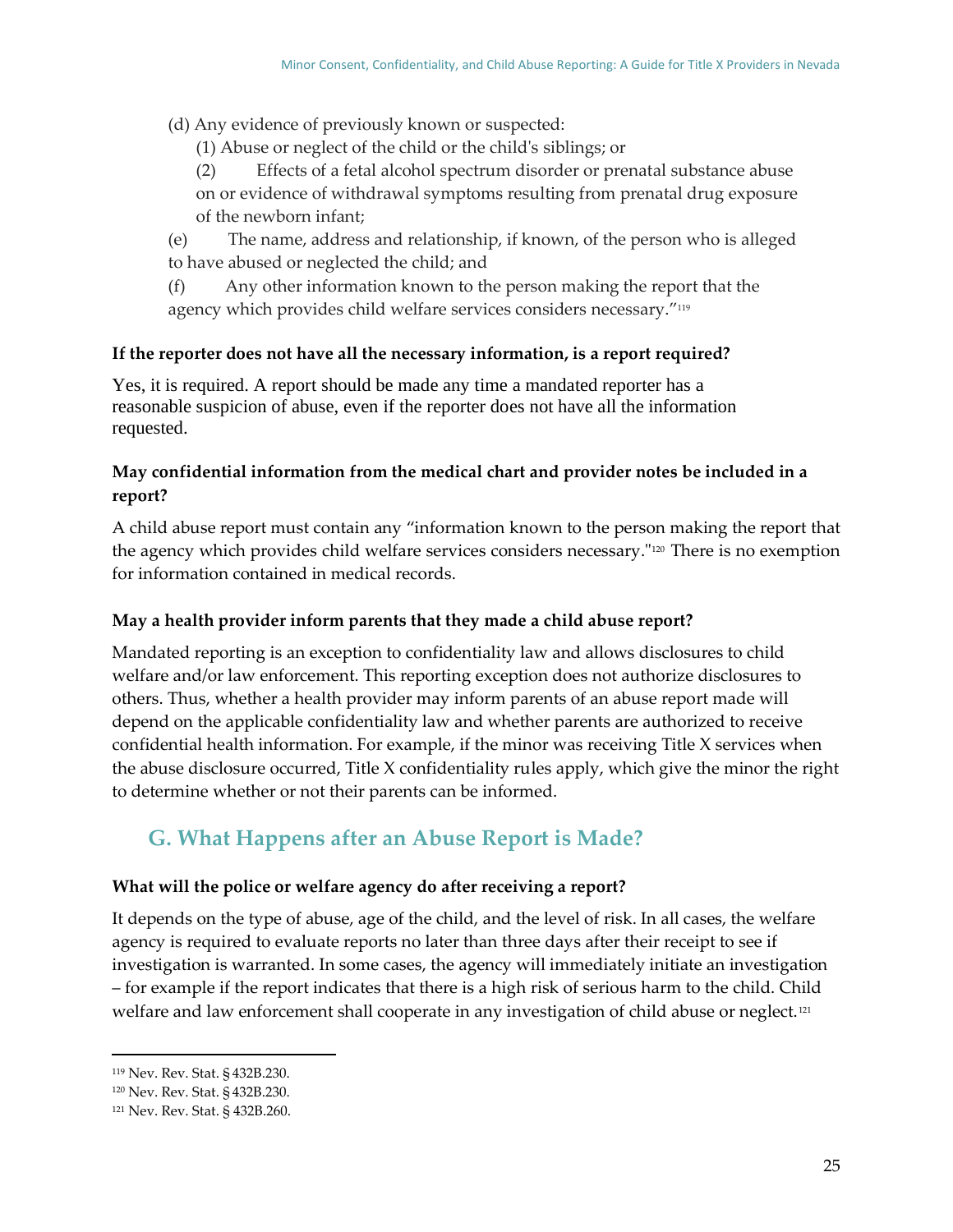(d) Any evidence of previously known or suspected:

(1) Abuse or neglect of the child or the child's siblings; or

(2) Effects of a fetal alcohol spectrum disorder or prenatal substance abuse on or evidence of withdrawal symptoms resulting from prenatal drug exposure of the newborn infant;

(e) The name, address and relationship, if known, of the person who is alleged to have abused or neglected the child; and

(f) Any other information known to the person making the report that the agency which provides child welfare services considers necessary."[119]

**If the reporter does not have all the necessary information, is a report required?**

Yes, it is required. A report should be made any time a mandated reporter has a reasonable suspicion of abuse, even if the reporter does not have all the information requested.

**May confidential information from the medical chart and provider notes be included in a report?**

A child abuse report must contain any "information known to the person making the report that the agency which provides child welfare services considers necessary."[120] There is no exemption for information contained in medical records.

**May a health provider inform parents that they made a child abuse report?**

Mandated reporting is an exception to confidentiality law and allows disclosures to child welfare and/or law enforcement. This reporting exception does not authorize disclosures to others. Thus, whether a health provider may inform parents of an abuse report made will depend on the applicable confidentiality law and whether parents are authorized to receive confidential health information. For example, if the minor was receiving Title X services when the abuse disclosure occurred, Title X confidentiality rules apply, which give the minor the right to determine whether or not their parents can be informed.

## G. What Happens after an Abuse Report is Made?

**What will the police or welfare agency do after receiving a report?**

It depends on the type of abuse, age of the child, and the level of risk. In all cases, the welfare agency is required to evaluate reports no later than three days after their receipt to see if investigation is warranted. In some cases, the agency will immediately initiate an investigation – for example if the report indicates that there is a high risk of serious harm to the child. Child welfare and law enforcement shall cooperate in any investigation of child abuse or neglect.[121]

---

[119] Nev. Rev. Stat. § 432B.230.

[120] Nev. Rev. Stat. § 432B.230.

[121] Nev. Rev. Stat. § 432B.260.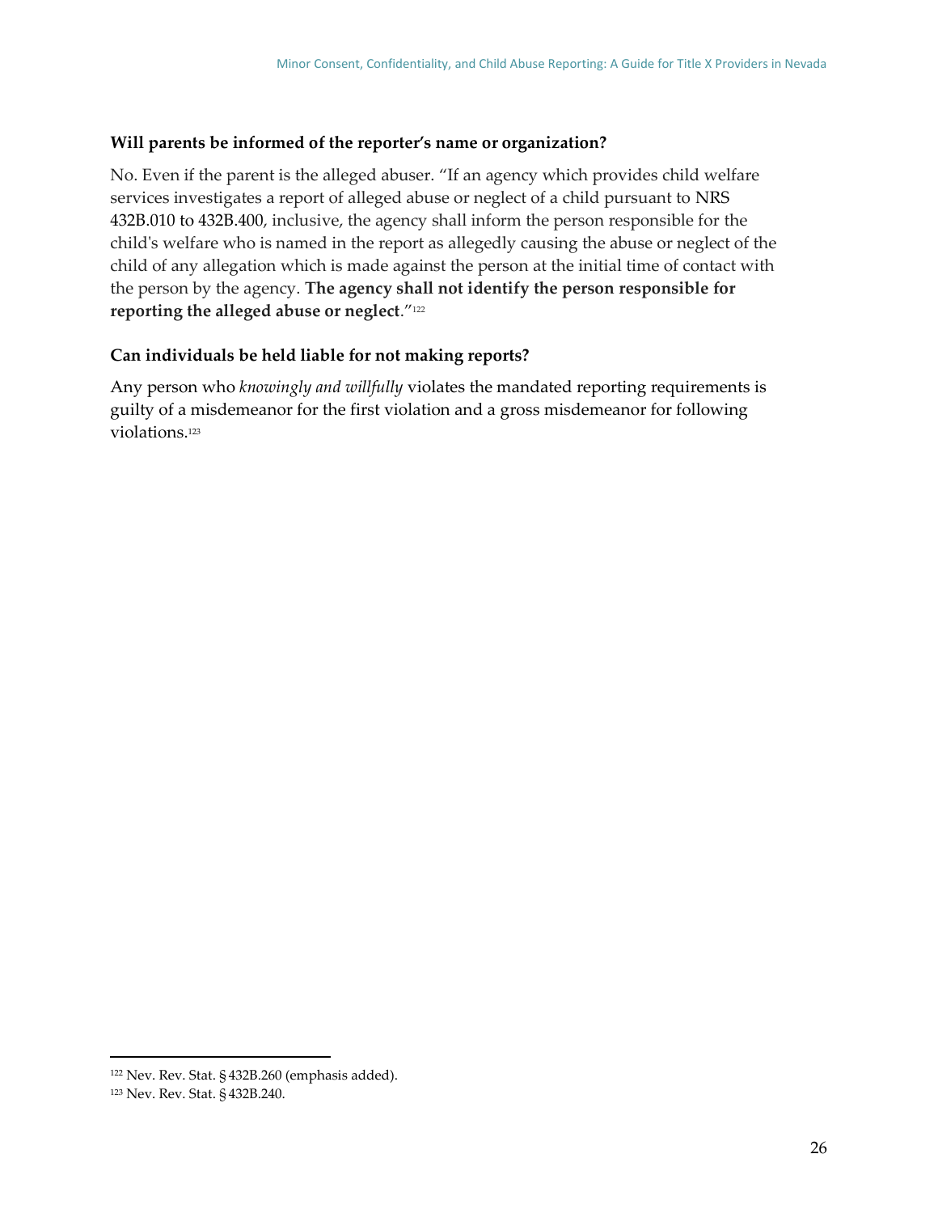### Will parents be informed of the reporter's name or organization?

No. Even if the parent is the alleged abuser. "If an agency which provides child welfare services investigates a report of alleged abuse or neglect of a child pursuant to NRS 432B.010 to 432B.400, inclusive, the agency shall inform the person responsible for the child's welfare who is named in the report as allegedly causing the abuse or neglect of the child of any allegation which is made against the person at the initial time of contact with the person by the agency. **The agency shall not identify the person responsible for reporting the alleged abuse or neglect**."[122]

### Can individuals be held liable for not making reports?

Any person who *knowingly and willfully* violates the mandated reporting requirements is guilty of a misdemeanor for the first violation and a gross misdemeanor for following violations.[123]

---

[122] Nev. Rev. Stat. § 432B.260 (emphasis added).

[123] Nev. Rev. Stat. § 432B.240.